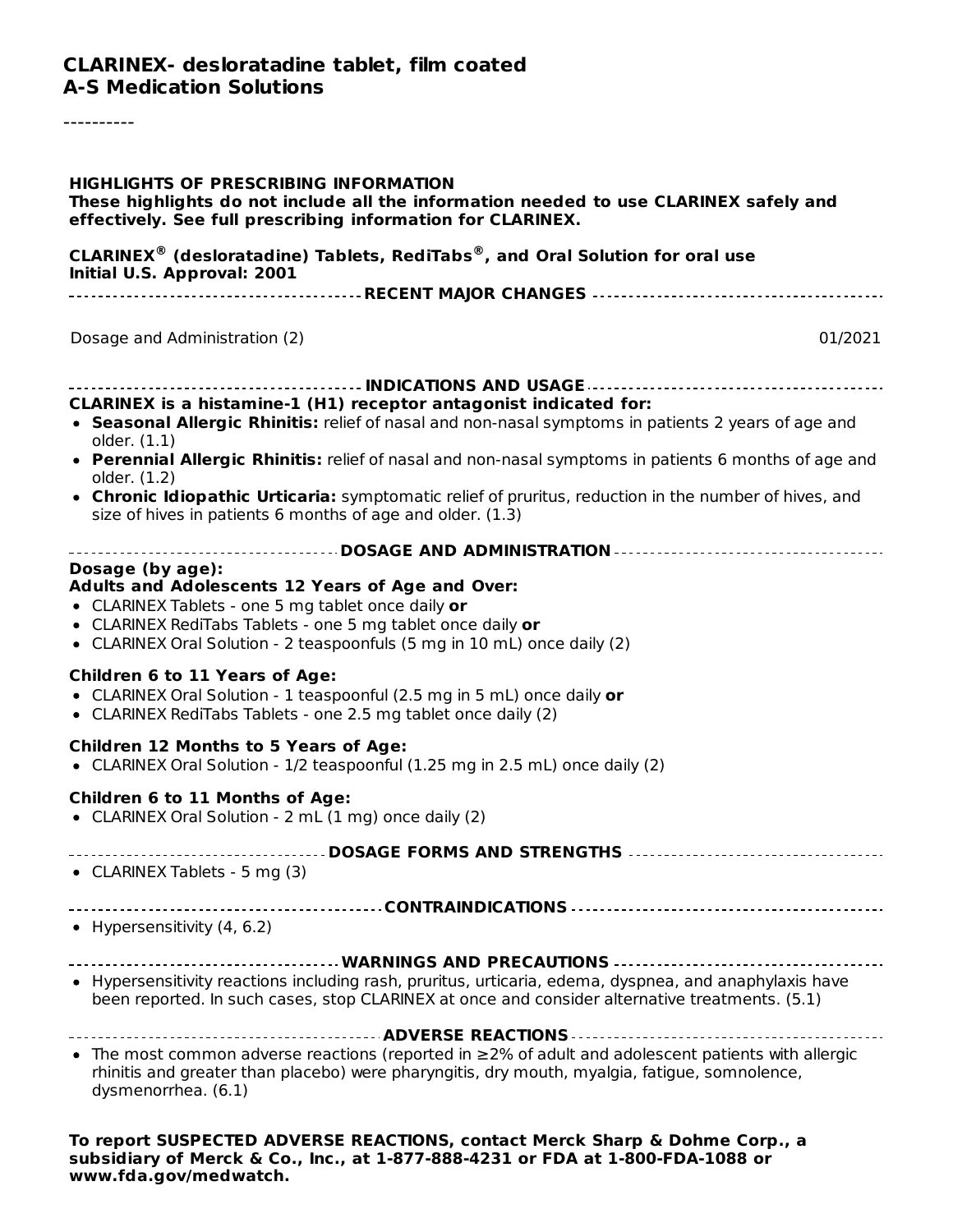**CLARINEX- desloratadine tablet, film coated**
**A-S Medication Solutions**

----------

**HIGHLIGHTS OF PRESCRIBING INFORMATION**
**These highlights do not include all the information needed to use CLARINEX safely and effectively. See full prescribing information for CLARINEX.**

**CLARINEX® (desloratadine) Tablets, RediTabs®, and Oral Solution for oral use**
**Initial U.S. Approval: 2001**

**RECENT MAJOR CHANGES**

| | |
|---|---|
| Dosage and Administration (2) | 01/2021 |

**INDICATIONS AND USAGE**

**CLARINEX is a histamine-1 (H1) receptor antagonist indicated for:**

- **Seasonal Allergic Rhinitis:** relief of nasal and non-nasal symptoms in patients 2 years of age and older. (1.1)
- **Perennial Allergic Rhinitis:** relief of nasal and non-nasal symptoms in patients 6 months of age and older. (1.2)
- **Chronic Idiopathic Urticaria:** symptomatic relief of pruritus, reduction in the number of hives, and size of hives in patients 6 months of age and older. (1.3)

**DOSAGE AND ADMINISTRATION**

**Dosage (by age):**
**Adults and Adolescents 12 Years of Age and Over:**

- CLARINEX Tablets - one 5 mg tablet once daily **or**
- CLARINEX RediTabs Tablets - one 5 mg tablet once daily **or**
- CLARINEX Oral Solution - 2 teaspoonfuls (5 mg in 10 mL) once daily (2)

**Children 6 to 11 Years of Age:**

- CLARINEX Oral Solution - 1 teaspoonful (2.5 mg in 5 mL) once daily **or**
- CLARINEX RediTabs Tablets - one 2.5 mg tablet once daily (2)

**Children 12 Months to 5 Years of Age:**

- CLARINEX Oral Solution - 1/2 teaspoonful (1.25 mg in 2.5 mL) once daily (2)

**Children 6 to 11 Months of Age:**

- CLARINEX Oral Solution - 2 mL (1 mg) once daily (2)

**DOSAGE FORMS AND STRENGTHS**

- CLARINEX Tablets - 5 mg (3)

**CONTRAINDICATIONS**

- Hypersensitivity (4, 6.2)

**WARNINGS AND PRECAUTIONS**

- Hypersensitivity reactions including rash, pruritus, urticaria, edema, dyspnea, and anaphylaxis have been reported. In such cases, stop CLARINEX at once and consider alternative treatments. (5.1)

**ADVERSE REACTIONS**

- The most common adverse reactions (reported in ≥2% of adult and adolescent patients with allergic rhinitis and greater than placebo) were pharyngitis, dry mouth, myalgia, fatigue, somnolence, dysmenorrhea. (6.1)

**To report SUSPECTED ADVERSE REACTIONS, contact Merck Sharp & Dohme Corp., a subsidiary of Merck & Co., Inc., at 1-877-888-4231 or FDA at 1-800-FDA-1088 or www.fda.gov/medwatch.**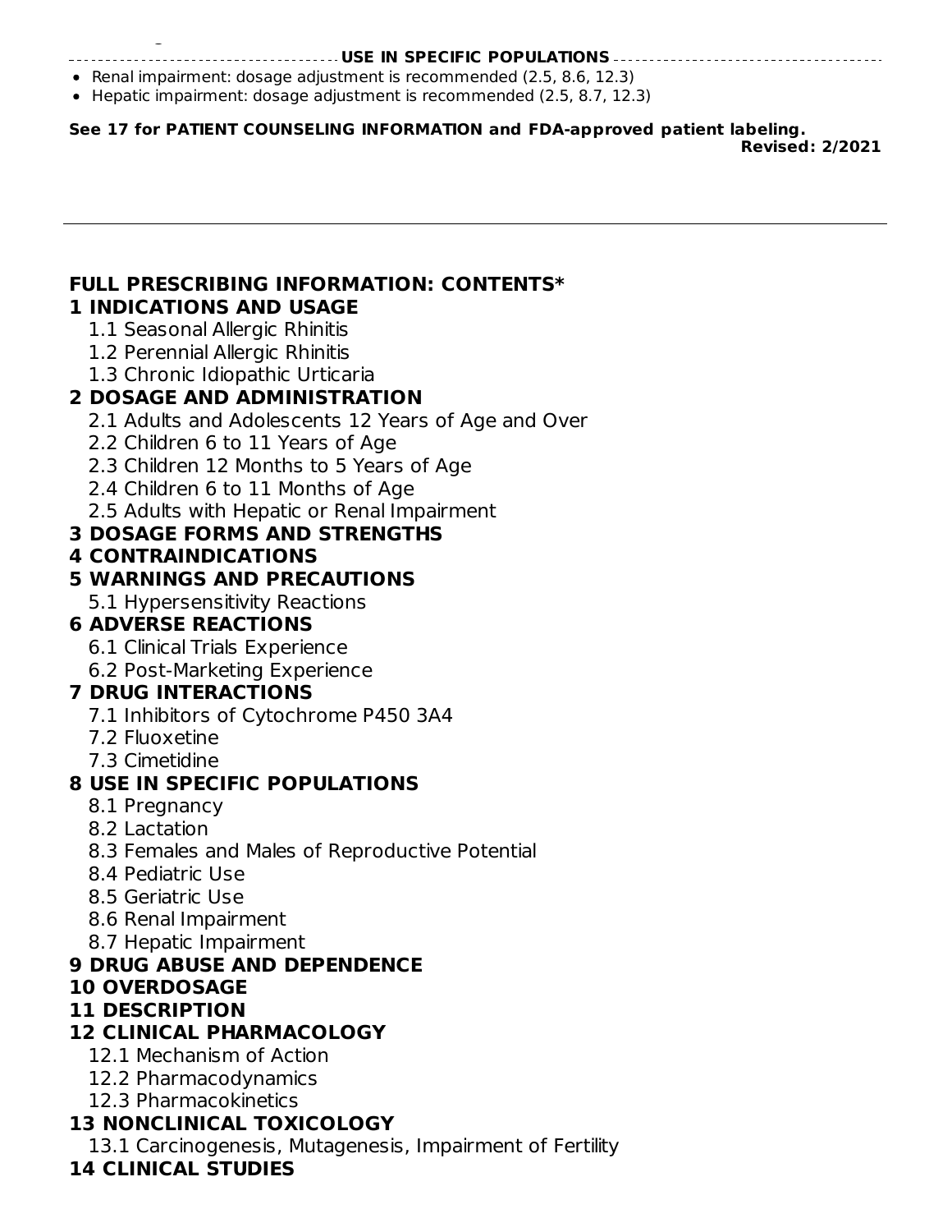**USE IN SPECIFIC POPULATIONS**

- Renal impairment: dosage adjustment is recommended (2.5, 8.6, 12.3)
- Hepatic impairment: dosage adjustment is recommended (2.5, 8.7, 12.3)

**See 17 for PATIENT COUNSELING INFORMATION and FDA-approved patient labeling.**

**Revised: 2/2021**

---

## FULL PRESCRIBING INFORMATION: CONTENTS*

**1 INDICATIONS AND USAGE**

- 1.1 Seasonal Allergic Rhinitis
- 1.2 Perennial Allergic Rhinitis
- 1.3 Chronic Idiopathic Urticaria

**2 DOSAGE AND ADMINISTRATION**

- 2.1 Adults and Adolescents 12 Years of Age and Over
- 2.2 Children 6 to 11 Years of Age
- 2.3 Children 12 Months to 5 Years of Age
- 2.4 Children 6 to 11 Months of Age
- 2.5 Adults with Hepatic or Renal Impairment

**3 DOSAGE FORMS AND STRENGTHS**

**4 CONTRAINDICATIONS**

**5 WARNINGS AND PRECAUTIONS**

- 5.1 Hypersensitivity Reactions

**6 ADVERSE REACTIONS**

- 6.1 Clinical Trials Experience
- 6.2 Post-Marketing Experience

**7 DRUG INTERACTIONS**

- 7.1 Inhibitors of Cytochrome P450 3A4
- 7.2 Fluoxetine
- 7.3 Cimetidine

**8 USE IN SPECIFIC POPULATIONS**

- 8.1 Pregnancy
- 8.2 Lactation
- 8.3 Females and Males of Reproductive Potential
- 8.4 Pediatric Use
- 8.5 Geriatric Use
- 8.6 Renal Impairment
- 8.7 Hepatic Impairment

**9 DRUG ABUSE AND DEPENDENCE**

**10 OVERDOSAGE**

**11 DESCRIPTION**

**12 CLINICAL PHARMACOLOGY**

- 12.1 Mechanism of Action
- 12.2 Pharmacodynamics
- 12.3 Pharmacokinetics

**13 NONCLINICAL TOXICOLOGY**

- 13.1 Carcinogenesis, Mutagenesis, Impairment of Fertility

**14 CLINICAL STUDIES**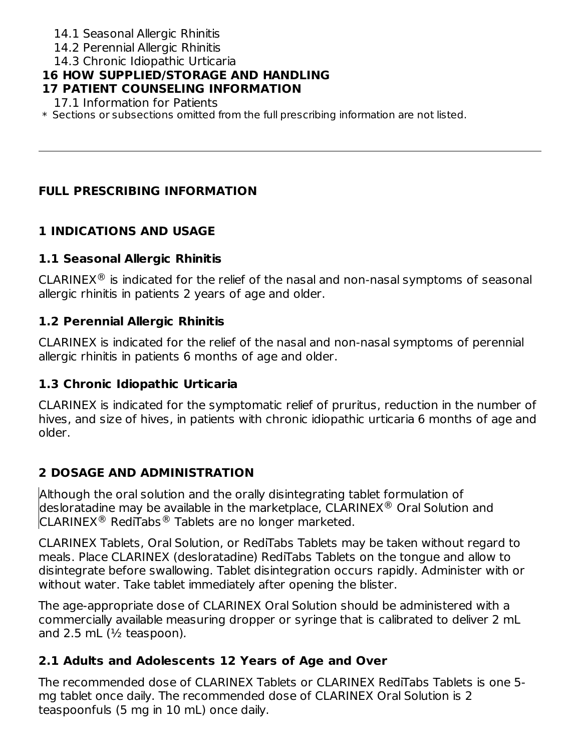14.1 Seasonal Allergic Rhinitis
14.2 Perennial Allergic Rhinitis
14.3 Chronic Idiopathic Urticaria

**16 HOW SUPPLIED/STORAGE AND HANDLING**

**17 PATIENT COUNSELING INFORMATION**

17.1 Information for Patients

* Sections or subsections omitted from the full prescribing information are not listed.

---

## FULL PRESCRIBING INFORMATION

## 1 INDICATIONS AND USAGE

### 1.1 Seasonal Allergic Rhinitis

CLARINEX® is indicated for the relief of the nasal and non-nasal symptoms of seasonal allergic rhinitis in patients 2 years of age and older.

### 1.2 Perennial Allergic Rhinitis

CLARINEX is indicated for the relief of the nasal and non-nasal symptoms of perennial allergic rhinitis in patients 6 months of age and older.

### 1.3 Chronic Idiopathic Urticaria

CLARINEX is indicated for the symptomatic relief of pruritus, reduction in the number of hives, and size of hives, in patients with chronic idiopathic urticaria 6 months of age and older.

## 2 DOSAGE AND ADMINISTRATION

Although the oral solution and the orally disintegrating tablet formulation of desloratadine may be available in the marketplace, CLARINEX® Oral Solution and CLARINEX® RediTabs® Tablets are no longer marketed.

CLARINEX Tablets, Oral Solution, or RediTabs Tablets may be taken without regard to meals. Place CLARINEX (desloratadine) RediTabs Tablets on the tongue and allow to disintegrate before swallowing. Tablet disintegration occurs rapidly. Administer with or without water. Take tablet immediately after opening the blister.

The age-appropriate dose of CLARINEX Oral Solution should be administered with a commercially available measuring dropper or syringe that is calibrated to deliver 2 mL and 2.5 mL (½ teaspoon).

### 2.1 Adults and Adolescents 12 Years of Age and Over

The recommended dose of CLARINEX Tablets or CLARINEX RediTabs Tablets is one 5-mg tablet once daily. The recommended dose of CLARINEX Oral Solution is 2 teaspoonfuls (5 mg in 10 mL) once daily.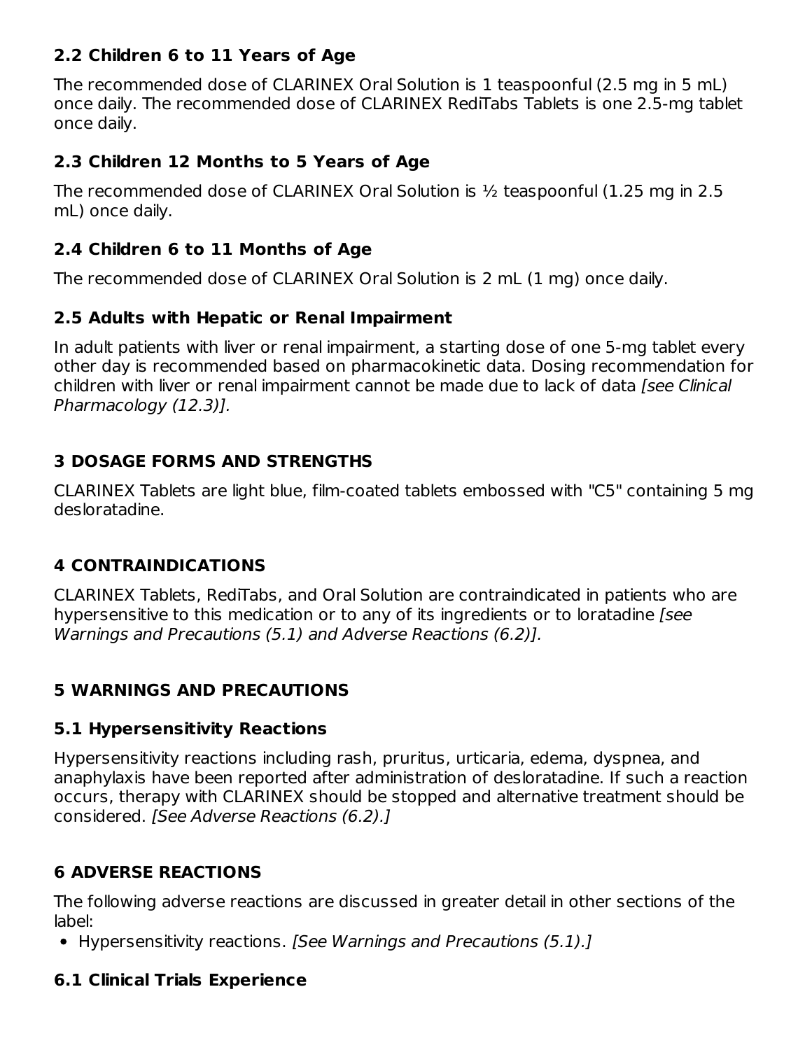### 2.2 Children 6 to 11 Years of Age

The recommended dose of CLARINEX Oral Solution is 1 teaspoonful (2.5 mg in 5 mL) once daily. The recommended dose of CLARINEX RediTabs Tablets is one 2.5-mg tablet once daily.

### 2.3 Children 12 Months to 5 Years of Age

The recommended dose of CLARINEX Oral Solution is ½ teaspoonful (1.25 mg in 2.5 mL) once daily.

### 2.4 Children 6 to 11 Months of Age

The recommended dose of CLARINEX Oral Solution is 2 mL (1 mg) once daily.

### 2.5 Adults with Hepatic or Renal Impairment

In adult patients with liver or renal impairment, a starting dose of one 5-mg tablet every other day is recommended based on pharmacokinetic data. Dosing recommendation for children with liver or renal impairment cannot be made due to lack of data *[see Clinical Pharmacology (12.3)].*

## 3 DOSAGE FORMS AND STRENGTHS

CLARINEX Tablets are light blue, film-coated tablets embossed with "C5" containing 5 mg desloratadine.

## 4 CONTRAINDICATIONS

CLARINEX Tablets, RediTabs, and Oral Solution are contraindicated in patients who are hypersensitive to this medication or to any of its ingredients or to loratadine *[see Warnings and Precautions (5.1) and Adverse Reactions (6.2)].*

## 5 WARNINGS AND PRECAUTIONS

### 5.1 Hypersensitivity Reactions

Hypersensitivity reactions including rash, pruritus, urticaria, edema, dyspnea, and anaphylaxis have been reported after administration of desloratadine. If such a reaction occurs, therapy with CLARINEX should be stopped and alternative treatment should be considered. *[See Adverse Reactions (6.2).]*

## 6 ADVERSE REACTIONS

The following adverse reactions are discussed in greater detail in other sections of the label:

- Hypersensitivity reactions. *[See Warnings and Precautions (5.1).]*

### 6.1 Clinical Trials Experience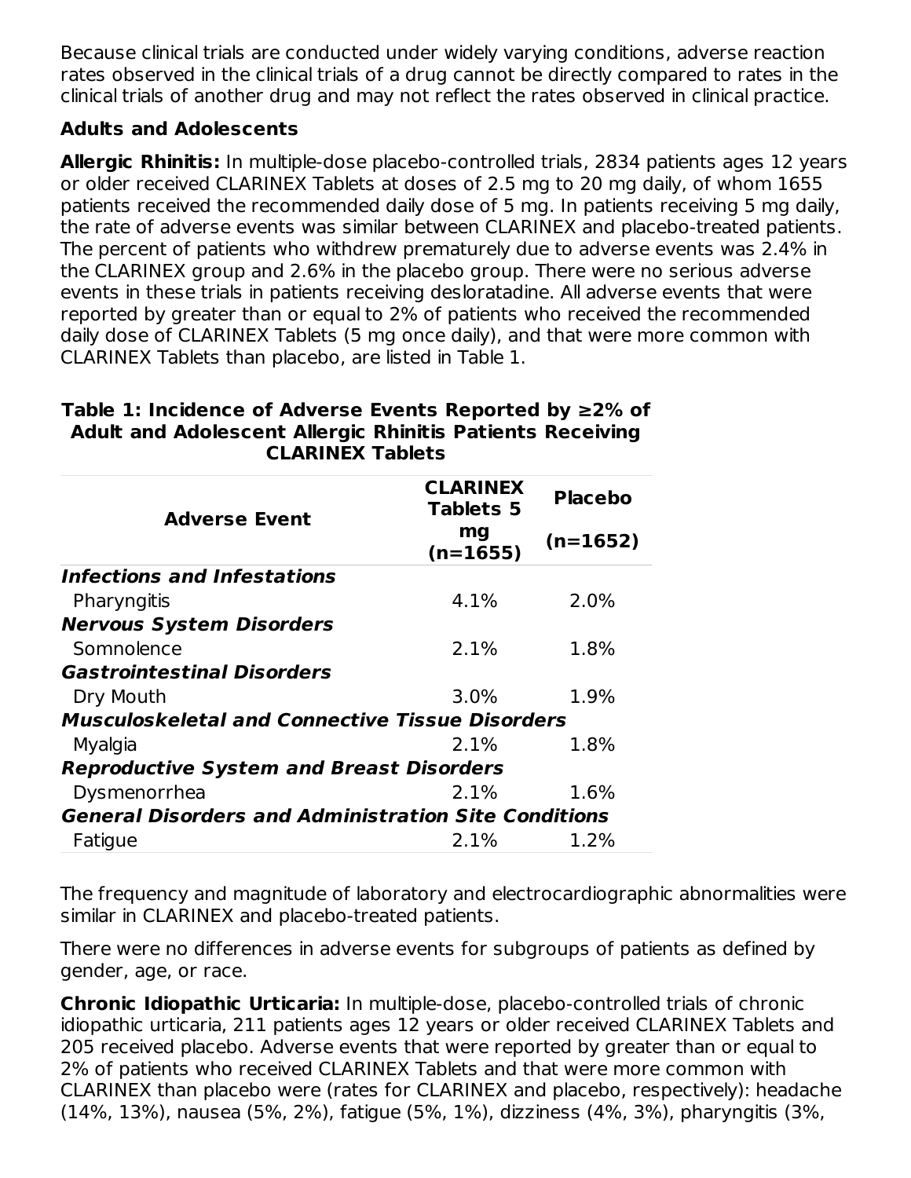Because clinical trials are conducted under widely varying conditions, adverse reaction rates observed in the clinical trials of a drug cannot be directly compared to rates in the clinical trials of another drug and may not reflect the rates observed in clinical practice.

**Adults and Adolescents**

**Allergic Rhinitis:** In multiple-dose placebo-controlled trials, 2834 patients ages 12 years or older received CLARINEX Tablets at doses of 2.5 mg to 20 mg daily, of whom 1655 patients received the recommended daily dose of 5 mg. In patients receiving 5 mg daily, the rate of adverse events was similar between CLARINEX and placebo-treated patients. The percent of patients who withdrew prematurely due to adverse events was 2.4% in the CLARINEX group and 2.6% in the placebo group. There were no serious adverse events in these trials in patients receiving desloratadine. All adverse events that were reported by greater than or equal to 2% of patients who received the recommended daily dose of CLARINEX Tablets (5 mg once daily), and that were more common with CLARINEX Tablets than placebo, are listed in Table 1.

**Table 1: Incidence of Adverse Events Reported by ≥2% of Adult and Adolescent Allergic Rhinitis Patients Receiving CLARINEX Tablets**

| Adverse Event | CLARINEX Tablets 5 mg (n=1655) | Placebo (n=1652) |
|---|---|---|
| ***Infections and Infestations*** | | |
| Pharyngitis | 4.1% | 2.0% |
| ***Nervous System Disorders*** | | |
| Somnolence | 2.1% | 1.8% |
| ***Gastrointestinal Disorders*** | | |
| Dry Mouth | 3.0% | 1.9% |
| ***Musculoskeletal and Connective Tissue Disorders*** | | |
| Myalgia | 2.1% | 1.8% |
| ***Reproductive System and Breast Disorders*** | | |
| Dysmenorrhea | 2.1% | 1.6% |
| ***General Disorders and Administration Site Conditions*** | | |
| Fatigue | 2.1% | 1.2% |

The frequency and magnitude of laboratory and electrocardiographic abnormalities were similar in CLARINEX and placebo-treated patients.

There were no differences in adverse events for subgroups of patients as defined by gender, age, or race.

**Chronic Idiopathic Urticaria:** In multiple-dose, placebo-controlled trials of chronic idiopathic urticaria, 211 patients ages 12 years or older received CLARINEX Tablets and 205 received placebo. Adverse events that were reported by greater than or equal to 2% of patients who received CLARINEX Tablets and that were more common with CLARINEX than placebo were (rates for CLARINEX and placebo, respectively): headache (14%, 13%), nausea (5%, 2%), fatigue (5%, 1%), dizziness (4%, 3%), pharyngitis (3%,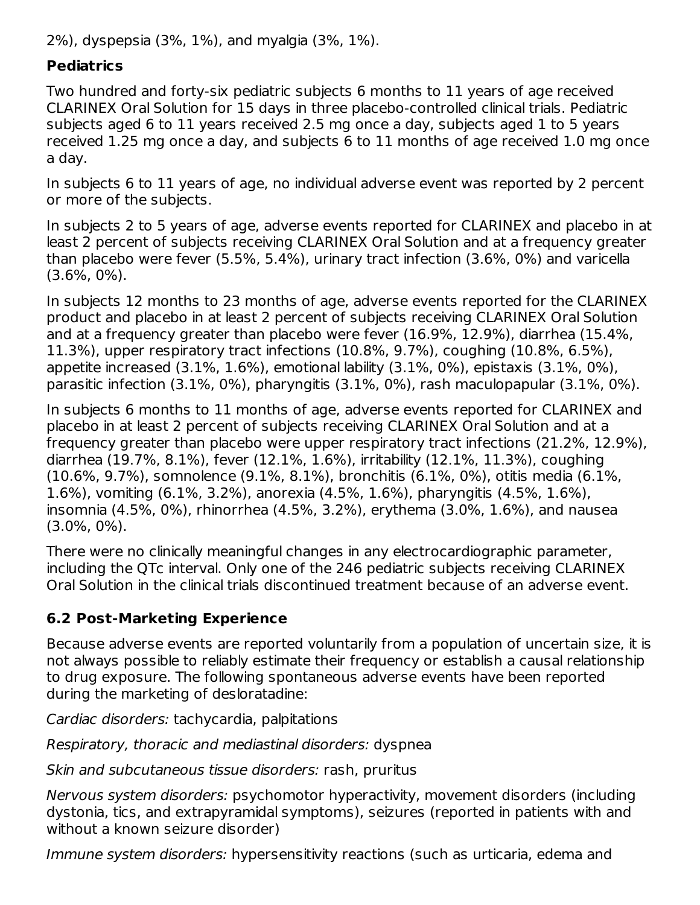2%), dyspepsia (3%, 1%), and myalgia (3%, 1%).

**Pediatrics**

Two hundred and forty-six pediatric subjects 6 months to 11 years of age received CLARINEX Oral Solution for 15 days in three placebo-controlled clinical trials. Pediatric subjects aged 6 to 11 years received 2.5 mg once a day, subjects aged 1 to 5 years received 1.25 mg once a day, and subjects 6 to 11 months of age received 1.0 mg once a day.

In subjects 6 to 11 years of age, no individual adverse event was reported by 2 percent or more of the subjects.

In subjects 2 to 5 years of age, adverse events reported for CLARINEX and placebo in at least 2 percent of subjects receiving CLARINEX Oral Solution and at a frequency greater than placebo were fever (5.5%, 5.4%), urinary tract infection (3.6%, 0%) and varicella (3.6%, 0%).

In subjects 12 months to 23 months of age, adverse events reported for the CLARINEX product and placebo in at least 2 percent of subjects receiving CLARINEX Oral Solution and at a frequency greater than placebo were fever (16.9%, 12.9%), diarrhea (15.4%, 11.3%), upper respiratory tract infections (10.8%, 9.7%), coughing (10.8%, 6.5%), appetite increased (3.1%, 1.6%), emotional lability (3.1%, 0%), epistaxis (3.1%, 0%), parasitic infection (3.1%, 0%), pharyngitis (3.1%, 0%), rash maculopapular (3.1%, 0%).

In subjects 6 months to 11 months of age, adverse events reported for CLARINEX and placebo in at least 2 percent of subjects receiving CLARINEX Oral Solution and at a frequency greater than placebo were upper respiratory tract infections (21.2%, 12.9%), diarrhea (19.7%, 8.1%), fever (12.1%, 1.6%), irritability (12.1%, 11.3%), coughing (10.6%, 9.7%), somnolence (9.1%, 8.1%), bronchitis (6.1%, 0%), otitis media (6.1%, 1.6%), vomiting (6.1%, 3.2%), anorexia (4.5%, 1.6%), pharyngitis (4.5%, 1.6%), insomnia (4.5%, 0%), rhinorrhea (4.5%, 3.2%), erythema (3.0%, 1.6%), and nausea (3.0%, 0%).

There were no clinically meaningful changes in any electrocardiographic parameter, including the QTc interval. Only one of the 246 pediatric subjects receiving CLARINEX Oral Solution in the clinical trials discontinued treatment because of an adverse event.

## 6.2 Post-Marketing Experience

Because adverse events are reported voluntarily from a population of uncertain size, it is not always possible to reliably estimate their frequency or establish a causal relationship to drug exposure. The following spontaneous adverse events have been reported during the marketing of desloratadine:

*Cardiac disorders:* tachycardia, palpitations

*Respiratory, thoracic and mediastinal disorders:* dyspnea

*Skin and subcutaneous tissue disorders:* rash, pruritus

*Nervous system disorders:* psychomotor hyperactivity, movement disorders (including dystonia, tics, and extrapyramidal symptoms), seizures (reported in patients with and without a known seizure disorder)

*Immune system disorders:* hypersensitivity reactions (such as urticaria, edema and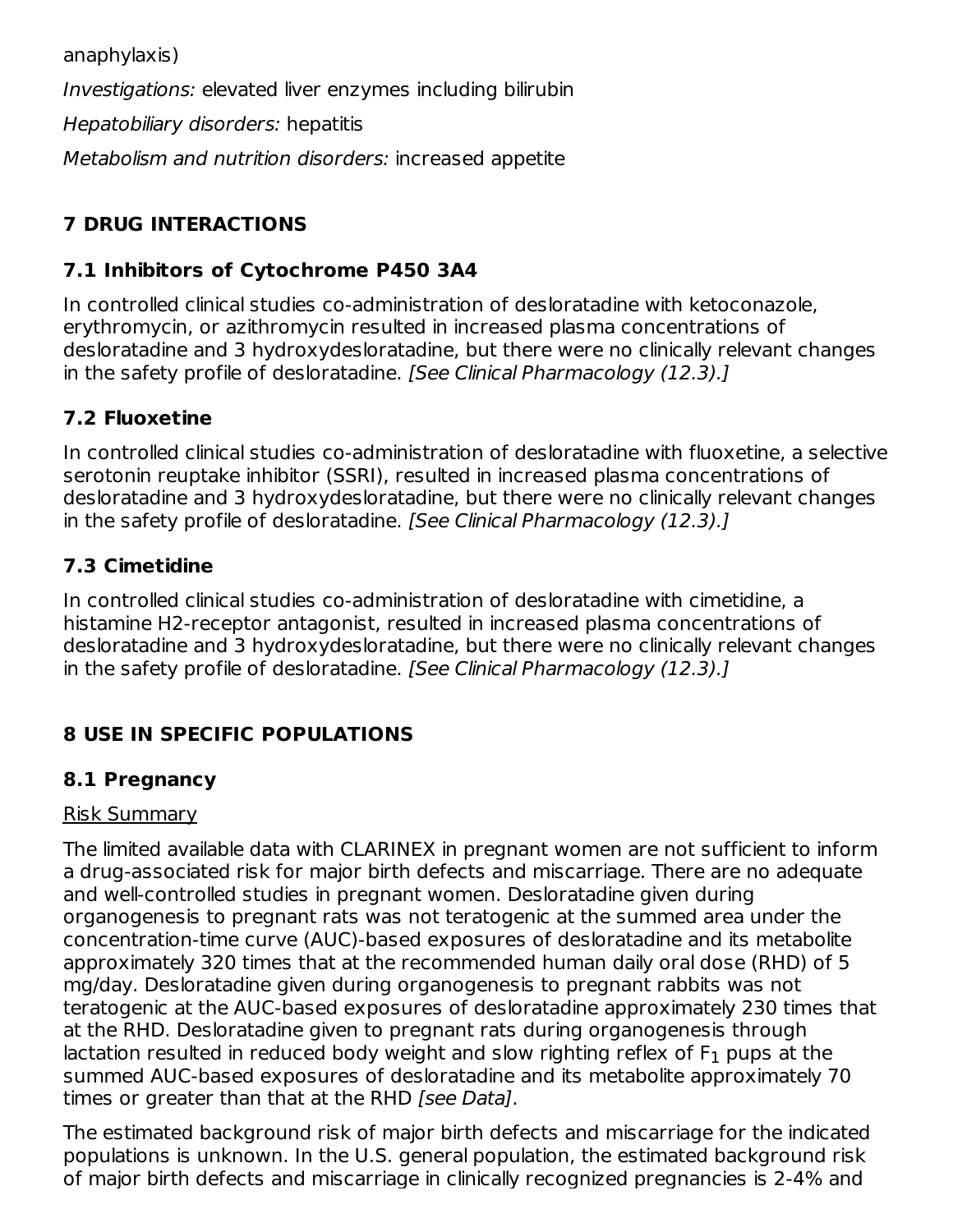anaphylaxis)

*Investigations:* elevated liver enzymes including bilirubin

*Hepatobiliary disorders:* hepatitis

*Metabolism and nutrition disorders:* increased appetite

## 7 DRUG INTERACTIONS

### 7.1 Inhibitors of Cytochrome P450 3A4

In controlled clinical studies co-administration of desloratadine with ketoconazole, erythromycin, or azithromycin resulted in increased plasma concentrations of desloratadine and 3 hydroxydesloratadine, but there were no clinically relevant changes in the safety profile of desloratadine. *[See Clinical Pharmacology (12.3).]*

### 7.2 Fluoxetine

In controlled clinical studies co-administration of desloratadine with fluoxetine, a selective serotonin reuptake inhibitor (SSRI), resulted in increased plasma concentrations of desloratadine and 3 hydroxydesloratadine, but there were no clinically relevant changes in the safety profile of desloratadine. *[See Clinical Pharmacology (12.3).]*

### 7.3 Cimetidine

In controlled clinical studies co-administration of desloratadine with cimetidine, a histamine H2-receptor antagonist, resulted in increased plasma concentrations of desloratadine and 3 hydroxydesloratadine, but there were no clinically relevant changes in the safety profile of desloratadine. *[See Clinical Pharmacology (12.3).]*

## 8 USE IN SPECIFIC POPULATIONS

### 8.1 Pregnancy

Risk Summary

The limited available data with CLARINEX in pregnant women are not sufficient to inform a drug-associated risk for major birth defects and miscarriage. There are no adequate and well-controlled studies in pregnant women. Desloratadine given during organogenesis to pregnant rats was not teratogenic at the summed area under the concentration-time curve (AUC)-based exposures of desloratadine and its metabolite approximately 320 times that at the recommended human daily oral dose (RHD) of 5 mg/day. Desloratadine given during organogenesis to pregnant rabbits was not teratogenic at the AUC-based exposures of desloratadine approximately 230 times that at the RHD. Desloratadine given to pregnant rats during organogenesis through lactation resulted in reduced body weight and slow righting reflex of $F_1$ pups at the summed AUC-based exposures of desloratadine and its metabolite approximately 70 times or greater than that at the RHD *[see Data]*.

The estimated background risk of major birth defects and miscarriage for the indicated populations is unknown. In the U.S. general population, the estimated background risk of major birth defects and miscarriage in clinically recognized pregnancies is 2-4% and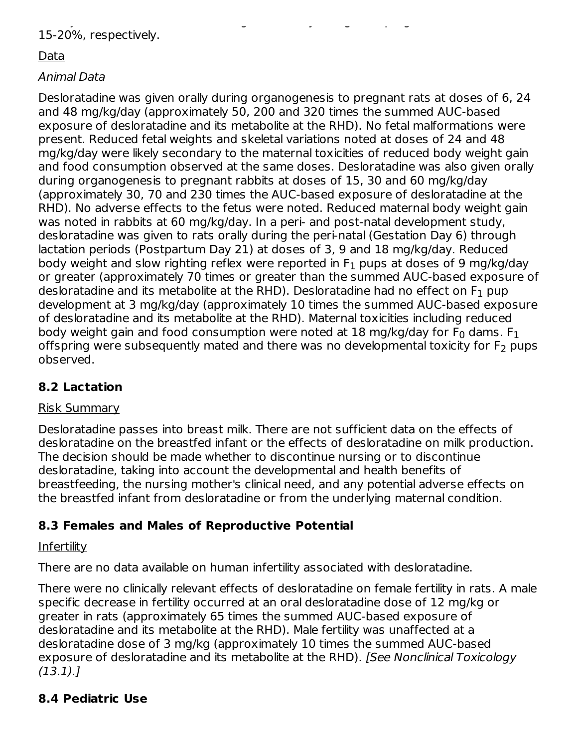15-20%, respectively.

Data

*Animal Data*

Desloratadine was given orally during organogenesis to pregnant rats at doses of 6, 24 and 48 mg/kg/day (approximately 50, 200 and 320 times the summed AUC-based exposure of desloratadine and its metabolite at the RHD). No fetal malformations were present. Reduced fetal weights and skeletal variations noted at doses of 24 and 48 mg/kg/day were likely secondary to the maternal toxicities of reduced body weight gain and food consumption observed at the same doses. Desloratadine was also given orally during organogenesis to pregnant rabbits at doses of 15, 30 and 60 mg/kg/day (approximately 30, 70 and 230 times the AUC-based exposure of desloratadine at the RHD). No adverse effects to the fetus were noted. Reduced maternal body weight gain was noted in rabbits at 60 mg/kg/day. In a peri- and post-natal development study, desloratadine was given to rats orally during the peri-natal (Gestation Day 6) through lactation periods (Postpartum Day 21) at doses of 3, 9 and 18 mg/kg/day. Reduced body weight and slow righting reflex were reported in $F_1$ pups at doses of 9 mg/kg/day or greater (approximately 70 times or greater than the summed AUC-based exposure of desloratadine and its metabolite at the RHD). Desloratadine had no effect on $F_1$ pup development at 3 mg/kg/day (approximately 10 times the summed AUC-based exposure of desloratadine and its metabolite at the RHD). Maternal toxicities including reduced body weight gain and food consumption were noted at 18 mg/kg/day for $F_0$ dams. $F_1$ offspring were subsequently mated and there was no developmental toxicity for $F_2$ pups observed.

### 8.2 Lactation

Risk Summary

Desloratadine passes into breast milk. There are not sufficient data on the effects of desloratadine on the breastfed infant or the effects of desloratadine on milk production. The decision should be made whether to discontinue nursing or to discontinue desloratadine, taking into account the developmental and health benefits of breastfeeding, the nursing mother's clinical need, and any potential adverse effects on the breastfed infant from desloratadine or from the underlying maternal condition.

### 8.3 Females and Males of Reproductive Potential

Infertility

There are no data available on human infertility associated with desloratadine.

There were no clinically relevant effects of desloratadine on female fertility in rats. A male specific decrease in fertility occurred at an oral desloratadine dose of 12 mg/kg or greater in rats (approximately 65 times the summed AUC-based exposure of desloratadine and its metabolite at the RHD). Male fertility was unaffected at a desloratadine dose of 3 mg/kg (approximately 10 times the summed AUC-based exposure of desloratadine and its metabolite at the RHD). *[See Nonclinical Toxicology (13.1).]*

### 8.4 Pediatric Use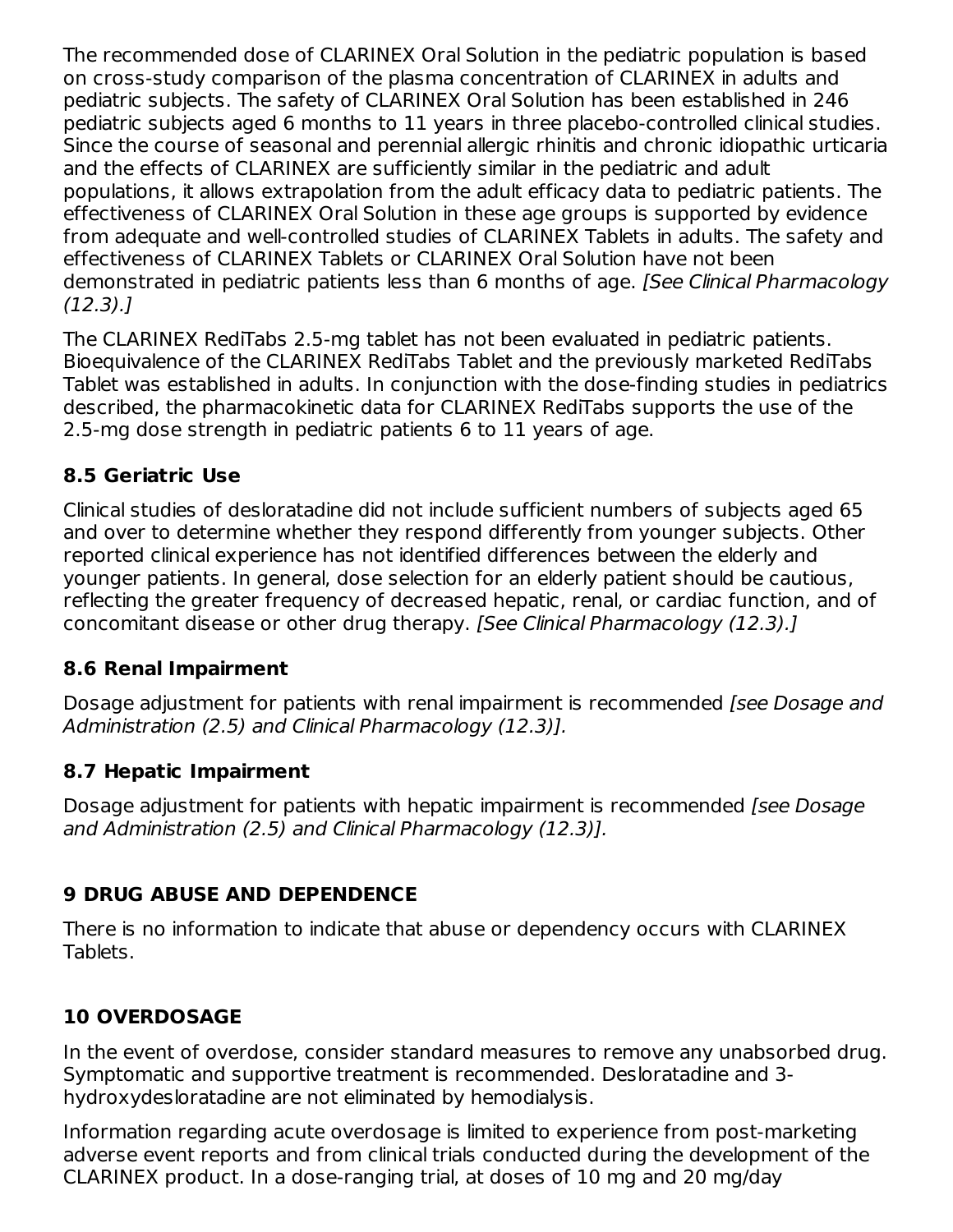The recommended dose of CLARINEX Oral Solution in the pediatric population is based on cross-study comparison of the plasma concentration of CLARINEX in adults and pediatric subjects. The safety of CLARINEX Oral Solution has been established in 246 pediatric subjects aged 6 months to 11 years in three placebo-controlled clinical studies. Since the course of seasonal and perennial allergic rhinitis and chronic idiopathic urticaria and the effects of CLARINEX are sufficiently similar in the pediatric and adult populations, it allows extrapolation from the adult efficacy data to pediatric patients. The effectiveness of CLARINEX Oral Solution in these age groups is supported by evidence from adequate and well-controlled studies of CLARINEX Tablets in adults. The safety and effectiveness of CLARINEX Tablets or CLARINEX Oral Solution have not been demonstrated in pediatric patients less than 6 months of age. *[See Clinical Pharmacology (12.3).]*

The CLARINEX RediTabs 2.5-mg tablet has not been evaluated in pediatric patients. Bioequivalence of the CLARINEX RediTabs Tablet and the previously marketed RediTabs Tablet was established in adults. In conjunction with the dose-finding studies in pediatrics described, the pharmacokinetic data for CLARINEX RediTabs supports the use of the 2.5-mg dose strength in pediatric patients 6 to 11 years of age.

### 8.5 Geriatric Use

Clinical studies of desloratadine did not include sufficient numbers of subjects aged 65 and over to determine whether they respond differently from younger subjects. Other reported clinical experience has not identified differences between the elderly and younger patients. In general, dose selection for an elderly patient should be cautious, reflecting the greater frequency of decreased hepatic, renal, or cardiac function, and of concomitant disease or other drug therapy. *[See Clinical Pharmacology (12.3).]*

### 8.6 Renal Impairment

Dosage adjustment for patients with renal impairment is recommended *[see Dosage and Administration (2.5) and Clinical Pharmacology (12.3)].*

### 8.7 Hepatic Impairment

Dosage adjustment for patients with hepatic impairment is recommended *[see Dosage and Administration (2.5) and Clinical Pharmacology (12.3)].*

## 9 DRUG ABUSE AND DEPENDENCE

There is no information to indicate that abuse or dependency occurs with CLARINEX Tablets.

## 10 OVERDOSAGE

In the event of overdose, consider standard measures to remove any unabsorbed drug. Symptomatic and supportive treatment is recommended. Desloratadine and 3-hydroxydesloratadine are not eliminated by hemodialysis.

Information regarding acute overdosage is limited to experience from post-marketing adverse event reports and from clinical trials conducted during the development of the CLARINEX product. In a dose-ranging trial, at doses of 10 mg and 20 mg/day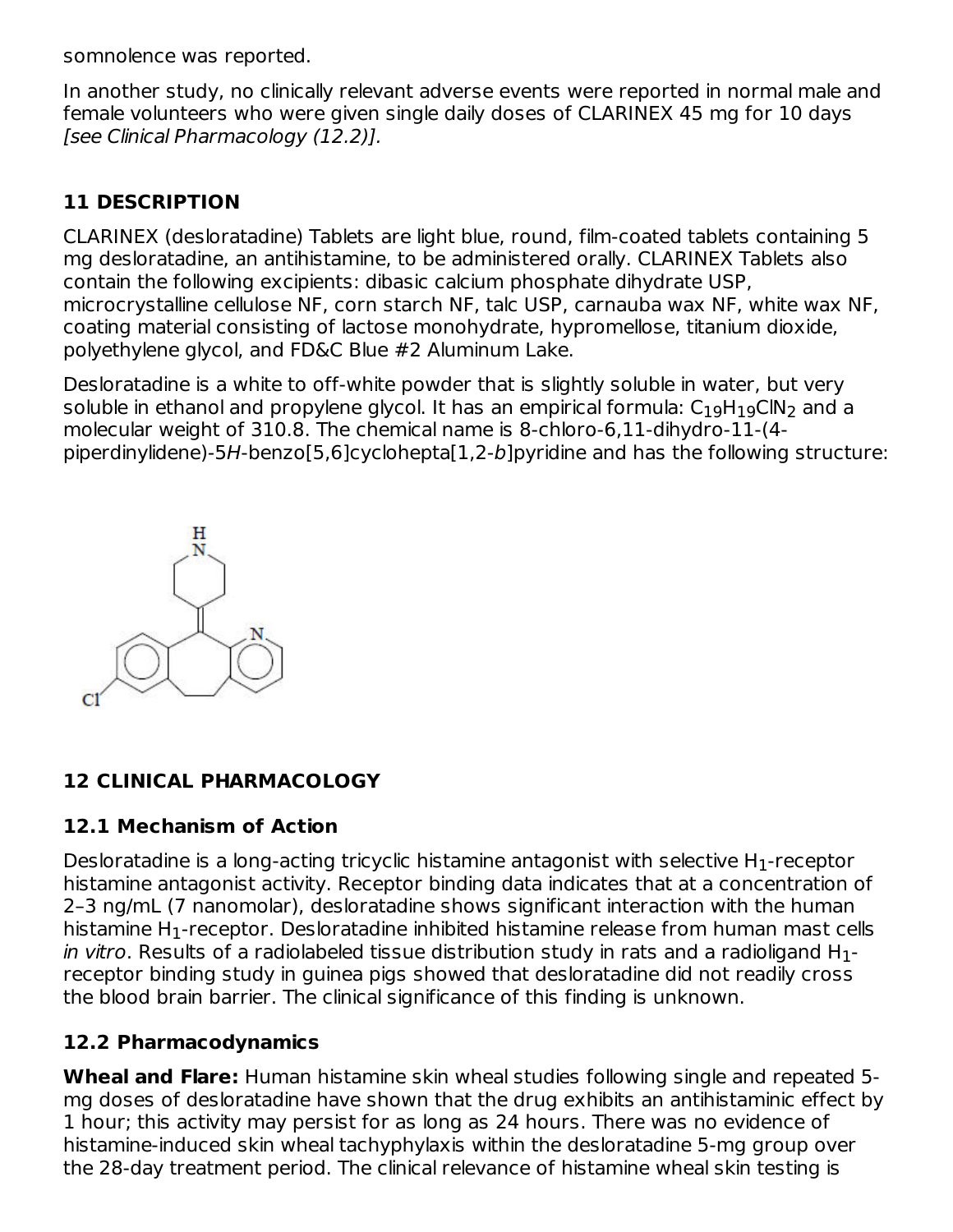somnolence was reported.

In another study, no clinically relevant adverse events were reported in normal male and female volunteers who were given single daily doses of CLARINEX 45 mg for 10 days *[see Clinical Pharmacology (12.2)]*.

## 11 DESCRIPTION

CLARINEX (desloratadine) Tablets are light blue, round, film-coated tablets containing 5 mg desloratadine, an antihistamine, to be administered orally. CLARINEX Tablets also contain the following excipients: dibasic calcium phosphate dihydrate USP, microcrystalline cellulose NF, corn starch NF, talc USP, carnauba wax NF, white wax NF, coating material consisting of lactose monohydrate, hypromellose, titanium dioxide, polyethylene glycol, and FD&C Blue #2 Aluminum Lake.

Desloratadine is a white to off-white powder that is slightly soluble in water, but very soluble in ethanol and propylene glycol. It has an empirical formula: $C_{19}H_{19}ClN_2$ and a molecular weight of 310.8. The chemical name is 8-chloro-6,11-dihydro-11-(4-piperdinylidene)-5*H*-benzo[5,6]cyclohepta[1,2-*b*]pyridine and has the following structure:

## 12 CLINICAL PHARMACOLOGY

### 12.1 Mechanism of Action

Desloratadine is a long-acting tricyclic histamine antagonist with selective $H_1$-receptor histamine antagonist activity. Receptor binding data indicates that at a concentration of 2–3 ng/mL (7 nanomolar), desloratadine shows significant interaction with the human histamine $H_1$-receptor. Desloratadine inhibited histamine release from human mast cells *in vitro*. Results of a radiolabeled tissue distribution study in rats and a radioligand $H_1$-receptor binding study in guinea pigs showed that desloratadine did not readily cross the blood brain barrier. The clinical significance of this finding is unknown.

### 12.2 Pharmacodynamics

**Wheal and Flare:** Human histamine skin wheal studies following single and repeated 5-mg doses of desloratadine have shown that the drug exhibits an antihistaminic effect by 1 hour; this activity may persist for as long as 24 hours. There was no evidence of histamine-induced skin wheal tachyphylaxis within the desloratadine 5-mg group over the 28-day treatment period. The clinical relevance of histamine wheal skin testing is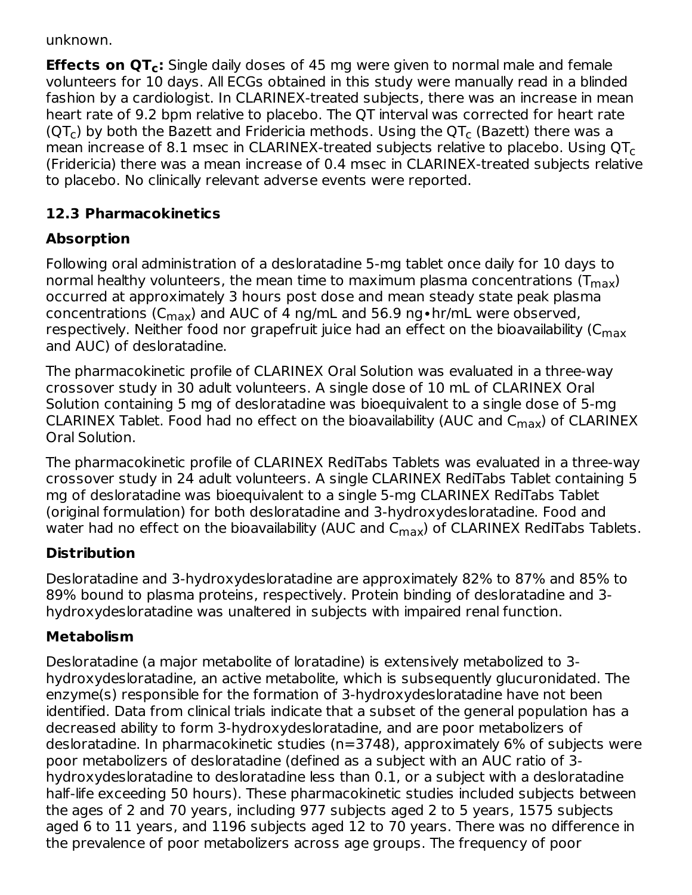unknown.

**Effects on $QT_c$:** Single daily doses of 45 mg were given to normal male and female volunteers for 10 days. All ECGs obtained in this study were manually read in a blinded fashion by a cardiologist. In CLARINEX-treated subjects, there was an increase in mean heart rate of 9.2 bpm relative to placebo. The QT interval was corrected for heart rate ($QT_c$) by both the Bazett and Fridericia methods. Using the $QT_c$ (Bazett) there was a mean increase of 8.1 msec in CLARINEX-treated subjects relative to placebo. Using $QT_c$ (Fridericia) there was a mean increase of 0.4 msec in CLARINEX-treated subjects relative to placebo. No clinically relevant adverse events were reported.

### 12.3 Pharmacokinetics

#### Absorption

Following oral administration of a desloratadine 5-mg tablet once daily for 10 days to normal healthy volunteers, the mean time to maximum plasma concentrations ($T_{max}$) occurred at approximately 3 hours post dose and mean steady state peak plasma concentrations ($C_{max}$) and AUC of 4 ng/mL and 56.9 ng•hr/mL were observed, respectively. Neither food nor grapefruit juice had an effect on the bioavailability ($C_{max}$ and AUC) of desloratadine.

The pharmacokinetic profile of CLARINEX Oral Solution was evaluated in a three-way crossover study in 30 adult volunteers. A single dose of 10 mL of CLARINEX Oral Solution containing 5 mg of desloratadine was bioequivalent to a single dose of 5-mg CLARINEX Tablet. Food had no effect on the bioavailability (AUC and $C_{max}$) of CLARINEX Oral Solution.

The pharmacokinetic profile of CLARINEX RediTabs Tablets was evaluated in a three-way crossover study in 24 adult volunteers. A single CLARINEX RediTabs Tablet containing 5 mg of desloratadine was bioequivalent to a single 5-mg CLARINEX RediTabs Tablet (original formulation) for both desloratadine and 3-hydroxydesloratadine. Food and water had no effect on the bioavailability (AUC and $C_{max}$) of CLARINEX RediTabs Tablets.

#### Distribution

Desloratadine and 3-hydroxydesloratadine are approximately 82% to 87% and 85% to 89% bound to plasma proteins, respectively. Protein binding of desloratadine and 3-hydroxydesloratadine was unaltered in subjects with impaired renal function.

#### Metabolism

Desloratadine (a major metabolite of loratadine) is extensively metabolized to 3-hydroxydesloratadine, an active metabolite, which is subsequently glucuronidated. The enzyme(s) responsible for the formation of 3-hydroxydesloratadine have not been identified. Data from clinical trials indicate that a subset of the general population has a decreased ability to form 3-hydroxydesloratadine, and are poor metabolizers of desloratadine. In pharmacokinetic studies (n=3748), approximately 6% of subjects were poor metabolizers of desloratadine (defined as a subject with an AUC ratio of 3-hydroxydesloratadine to desloratadine less than 0.1, or a subject with a desloratadine half-life exceeding 50 hours). These pharmacokinetic studies included subjects between the ages of 2 and 70 years, including 977 subjects aged 2 to 5 years, 1575 subjects aged 6 to 11 years, and 1196 subjects aged 12 to 70 years. There was no difference in the prevalence of poor metabolizers across age groups. The frequency of poor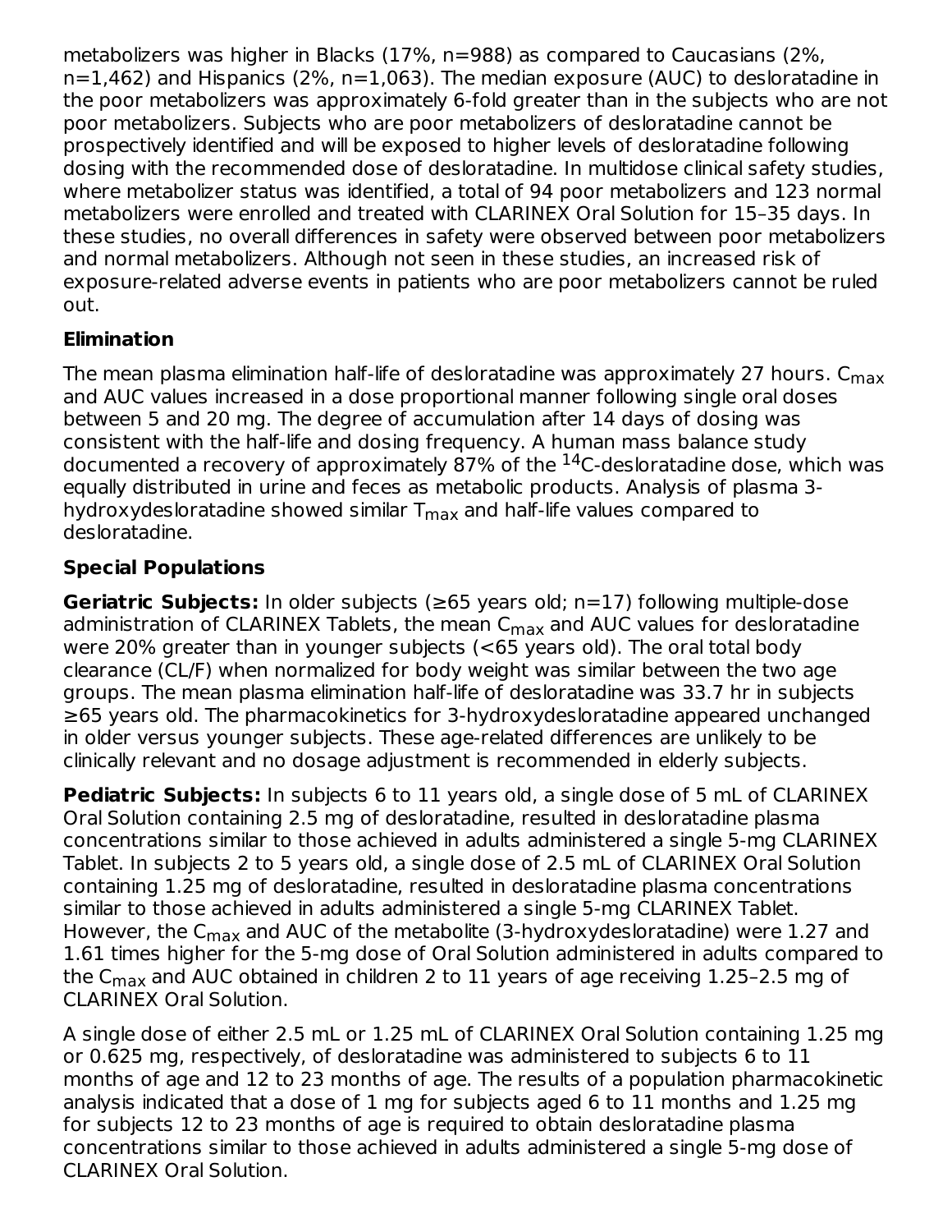metabolizers was higher in Blacks (17%, n=988) as compared to Caucasians (2%, n=1,462) and Hispanics (2%, n=1,063). The median exposure (AUC) to desloratadine in the poor metabolizers was approximately 6-fold greater than in the subjects who are not poor metabolizers. Subjects who are poor metabolizers of desloratadine cannot be prospectively identified and will be exposed to higher levels of desloratadine following dosing with the recommended dose of desloratadine. In multidose clinical safety studies, where metabolizer status was identified, a total of 94 poor metabolizers and 123 normal metabolizers were enrolled and treated with CLARINEX Oral Solution for 15–35 days. In these studies, no overall differences in safety were observed between poor metabolizers and normal metabolizers. Although not seen in these studies, an increased risk of exposure-related adverse events in patients who are poor metabolizers cannot be ruled out.

**Elimination**

The mean plasma elimination half-life of desloratadine was approximately 27 hours. $C_{max}$ and AUC values increased in a dose proportional manner following single oral doses between 5 and 20 mg. The degree of accumulation after 14 days of dosing was consistent with the half-life and dosing frequency. A human mass balance study documented a recovery of approximately 87% of the $^{14}$C-desloratadine dose, which was equally distributed in urine and feces as metabolic products. Analysis of plasma 3-hydroxydesloratadine showed similar $T_{max}$ and half-life values compared to desloratadine.

**Special Populations**

**Geriatric Subjects:** In older subjects (≥65 years old; n=17) following multiple-dose administration of CLARINEX Tablets, the mean $C_{max}$ and AUC values for desloratadine were 20% greater than in younger subjects (<65 years old). The oral total body clearance (CL/F) when normalized for body weight was similar between the two age groups. The mean plasma elimination half-life of desloratadine was 33.7 hr in subjects ≥65 years old. The pharmacokinetics for 3-hydroxydesloratadine appeared unchanged in older versus younger subjects. These age-related differences are unlikely to be clinically relevant and no dosage adjustment is recommended in elderly subjects.

**Pediatric Subjects:** In subjects 6 to 11 years old, a single dose of 5 mL of CLARINEX Oral Solution containing 2.5 mg of desloratadine, resulted in desloratadine plasma concentrations similar to those achieved in adults administered a single 5-mg CLARINEX Tablet. In subjects 2 to 5 years old, a single dose of 2.5 mL of CLARINEX Oral Solution containing 1.25 mg of desloratadine, resulted in desloratadine plasma concentrations similar to those achieved in adults administered a single 5-mg CLARINEX Tablet. However, the $C_{max}$ and AUC of the metabolite (3-hydroxydesloratadine) were 1.27 and 1.61 times higher for the 5-mg dose of Oral Solution administered in adults compared to the $C_{max}$ and AUC obtained in children 2 to 11 years of age receiving 1.25–2.5 mg of CLARINEX Oral Solution.

A single dose of either 2.5 mL or 1.25 mL of CLARINEX Oral Solution containing 1.25 mg or 0.625 mg, respectively, of desloratadine was administered to subjects 6 to 11 months of age and 12 to 23 months of age. The results of a population pharmacokinetic analysis indicated that a dose of 1 mg for subjects aged 6 to 11 months and 1.25 mg for subjects 12 to 23 months of age is required to obtain desloratadine plasma concentrations similar to those achieved in adults administered a single 5-mg dose of CLARINEX Oral Solution.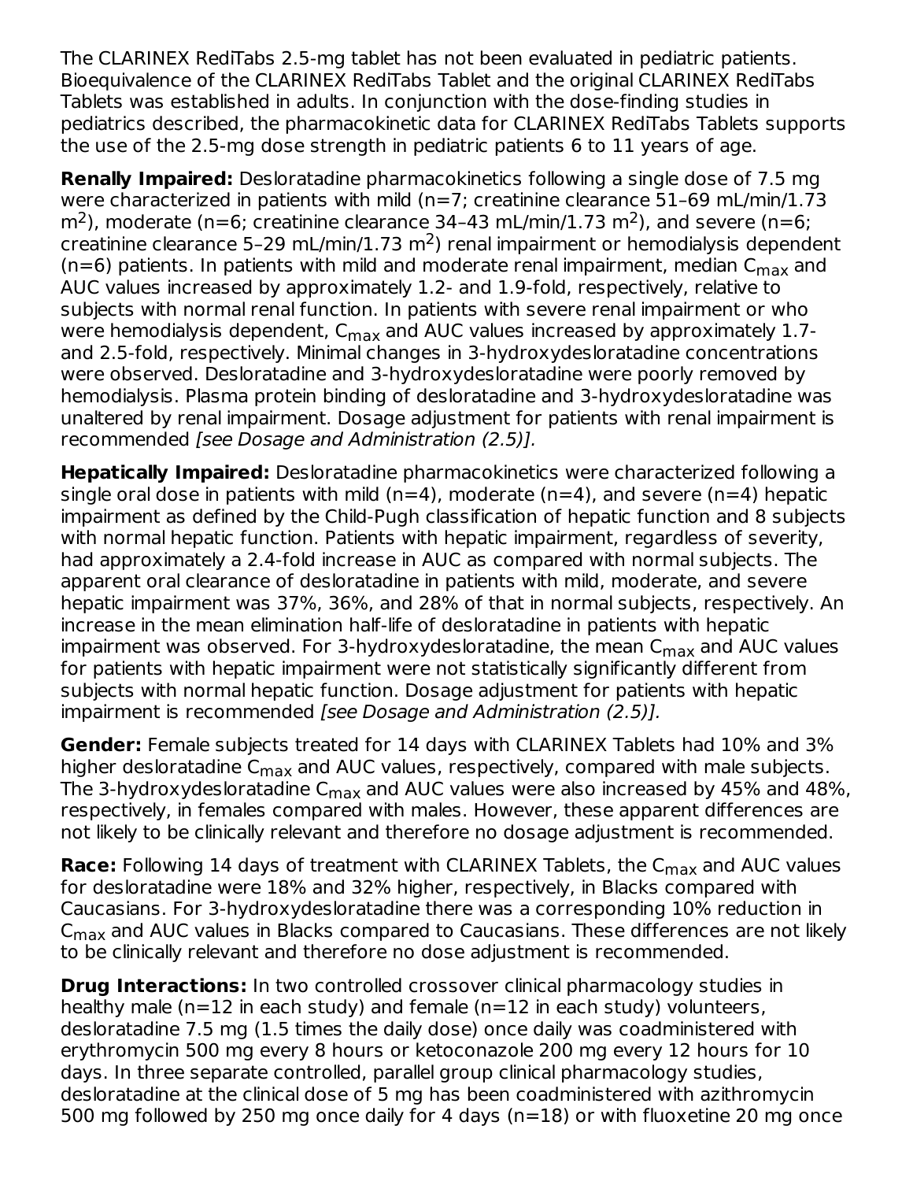The CLARINEX RediTabs 2.5-mg tablet has not been evaluated in pediatric patients. Bioequivalence of the CLARINEX RediTabs Tablet and the original CLARINEX RediTabs Tablets was established in adults. In conjunction with the dose-finding studies in pediatrics described, the pharmacokinetic data for CLARINEX RediTabs Tablets supports the use of the 2.5-mg dose strength in pediatric patients 6 to 11 years of age.

**Renally Impaired:** Desloratadine pharmacokinetics following a single dose of 7.5 mg were characterized in patients with mild (n=7; creatinine clearance 51–69 mL/min/1.73 $m^2$), moderate (n=6; creatinine clearance 34–43 mL/min/1.73 $m^2$), and severe (n=6; creatinine clearance 5–29 mL/min/1.73 $m^2$) renal impairment or hemodialysis dependent (n=6) patients. In patients with mild and moderate renal impairment, median $C_{max}$ and AUC values increased by approximately 1.2- and 1.9-fold, respectively, relative to subjects with normal renal function. In patients with severe renal impairment or who were hemodialysis dependent, $C_{max}$ and AUC values increased by approximately 1.7- and 2.5-fold, respectively. Minimal changes in 3-hydroxydesloratadine concentrations were observed. Desloratadine and 3-hydroxydesloratadine were poorly removed by hemodialysis. Plasma protein binding of desloratadine and 3-hydroxydesloratadine was unaltered by renal impairment. Dosage adjustment for patients with renal impairment is recommended *[see Dosage and Administration (2.5)].*

**Hepatically Impaired:** Desloratadine pharmacokinetics were characterized following a single oral dose in patients with mild (n=4), moderate (n=4), and severe (n=4) hepatic impairment as defined by the Child-Pugh classification of hepatic function and 8 subjects with normal hepatic function. Patients with hepatic impairment, regardless of severity, had approximately a 2.4-fold increase in AUC as compared with normal subjects. The apparent oral clearance of desloratadine in patients with mild, moderate, and severe hepatic impairment was 37%, 36%, and 28% of that in normal subjects, respectively. An increase in the mean elimination half-life of desloratadine in patients with hepatic impairment was observed. For 3-hydroxydesloratadine, the mean $C_{max}$ and AUC values for patients with hepatic impairment were not statistically significantly different from subjects with normal hepatic function. Dosage adjustment for patients with hepatic impairment is recommended *[see Dosage and Administration (2.5)].*

**Gender:** Female subjects treated for 14 days with CLARINEX Tablets had 10% and 3% higher desloratadine $C_{max}$ and AUC values, respectively, compared with male subjects. The 3-hydroxydesloratadine $C_{max}$ and AUC values were also increased by 45% and 48%, respectively, in females compared with males. However, these apparent differences are not likely to be clinically relevant and therefore no dosage adjustment is recommended.

**Race:** Following 14 days of treatment with CLARINEX Tablets, the $C_{max}$ and AUC values for desloratadine were 18% and 32% higher, respectively, in Blacks compared with Caucasians. For 3-hydroxydesloratadine there was a corresponding 10% reduction in $C_{max}$ and AUC values in Blacks compared to Caucasians. These differences are not likely to be clinically relevant and therefore no dose adjustment is recommended.

**Drug Interactions:** In two controlled crossover clinical pharmacology studies in healthy male (n=12 in each study) and female (n=12 in each study) volunteers, desloratadine 7.5 mg (1.5 times the daily dose) once daily was coadministered with erythromycin 500 mg every 8 hours or ketoconazole 200 mg every 12 hours for 10 days. In three separate controlled, parallel group clinical pharmacology studies, desloratadine at the clinical dose of 5 mg has been coadministered with azithromycin 500 mg followed by 250 mg once daily for 4 days (n=18) or with fluoxetine 20 mg once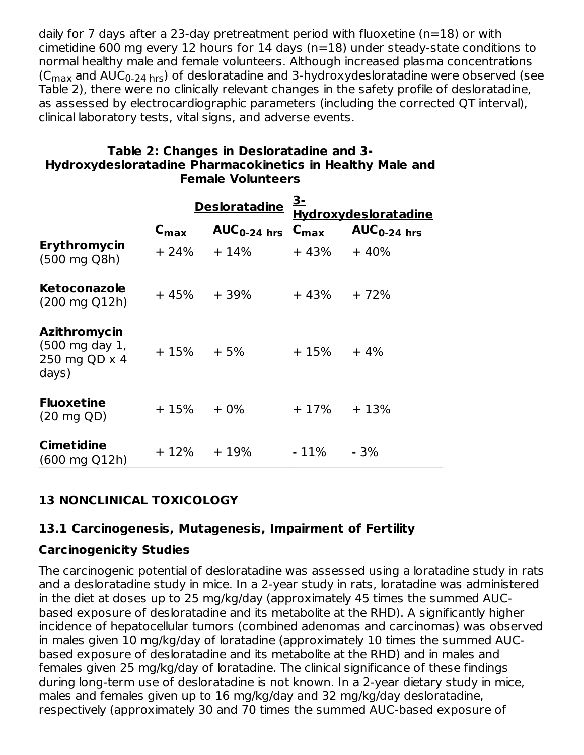daily for 7 days after a 23-day pretreatment period with fluoxetine (n=18) or with cimetidine 600 mg every 12 hours for 14 days (n=18) under steady-state conditions to normal healthy male and female volunteers. Although increased plasma concentrations ($C_{max}$ and $AUC_{0\text{-}24\ hrs}$) of desloratadine and 3-hydroxydesloratadine were observed (see Table 2), there were no clinically relevant changes in the safety profile of desloratadine, as assessed by electrocardiographic parameters (including the corrected QT interval), clinical laboratory tests, vital signs, and adverse events.

**Table 2: Changes in Desloratadine and 3-Hydroxydesloratadine Pharmacokinetics in Healthy Male and Female Volunteers**

| | **Desloratadine** | | **3-Hydroxydesloratadine** | |
|---|---|---|---|---|
| | $C_{max}$ | $AUC_{0\text{-}24\ hrs}$ | $C_{max}$ | $AUC_{0\text{-}24\ hrs}$ |
| **Erythromycin** (500 mg Q8h) | + 24% | + 14% | + 43% | + 40% |
| **Ketoconazole** (200 mg Q12h) | + 45% | + 39% | + 43% | + 72% |
| **Azithromycin** (500 mg day 1, 250 mg QD x 4 days) | + 15% | + 5% | + 15% | + 4% |
| **Fluoxetine** (20 mg QD) | + 15% | + 0% | + 17% | + 13% |
| **Cimetidine** (600 mg Q12h) | + 12% | + 19% | - 11% | - 3% |

## 13 NONCLINICAL TOXICOLOGY

### 13.1 Carcinogenesis, Mutagenesis, Impairment of Fertility

**Carcinogenicity Studies**

The carcinogenic potential of desloratadine was assessed using a loratadine study in rats and a desloratadine study in mice. In a 2-year study in rats, loratadine was administered in the diet at doses up to 25 mg/kg/day (approximately 45 times the summed AUC-based exposure of desloratadine and its metabolite at the RHD). A significantly higher incidence of hepatocellular tumors (combined adenomas and carcinomas) was observed in males given 10 mg/kg/day of loratadine (approximately 10 times the summed AUC-based exposure of desloratadine and its metabolite at the RHD) and in males and females given 25 mg/kg/day of loratadine. The clinical significance of these findings during long-term use of desloratadine is not known. In a 2-year dietary study in mice, males and females given up to 16 mg/kg/day and 32 mg/kg/day desloratadine, respectively (approximately 30 and 70 times the summed AUC-based exposure of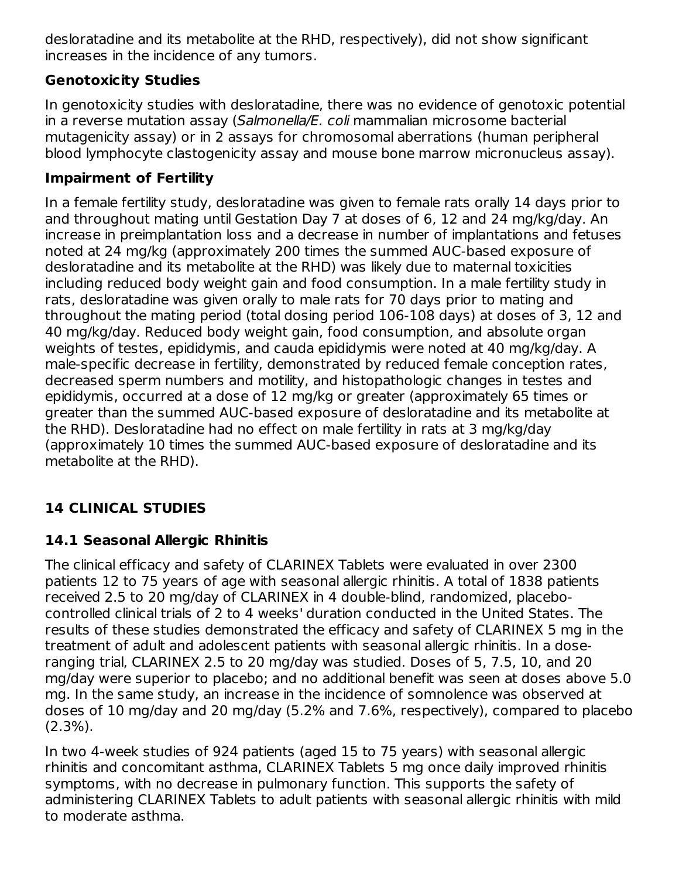desloratadine and its metabolite at the RHD, respectively), did not show significant increases in the incidence of any tumors.

### Genotoxicity Studies

In genotoxicity studies with desloratadine, there was no evidence of genotoxic potential in a reverse mutation assay (*Salmonella/E. coli* mammalian microsome bacterial mutagenicity assay) or in 2 assays for chromosomal aberrations (human peripheral blood lymphocyte clastogenicity assay and mouse bone marrow micronucleus assay).

### Impairment of Fertility

In a female fertility study, desloratadine was given to female rats orally 14 days prior to and throughout mating until Gestation Day 7 at doses of 6, 12 and 24 mg/kg/day. An increase in preimplantation loss and a decrease in number of implantations and fetuses noted at 24 mg/kg (approximately 200 times the summed AUC-based exposure of desloratadine and its metabolite at the RHD) was likely due to maternal toxicities including reduced body weight gain and food consumption. In a male fertility study in rats, desloratadine was given orally to male rats for 70 days prior to mating and throughout the mating period (total dosing period 106-108 days) at doses of 3, 12 and 40 mg/kg/day. Reduced body weight gain, food consumption, and absolute organ weights of testes, epididymis, and cauda epididymis were noted at 40 mg/kg/day. A male-specific decrease in fertility, demonstrated by reduced female conception rates, decreased sperm numbers and motility, and histopathologic changes in testes and epididymis, occurred at a dose of 12 mg/kg or greater (approximately 65 times or greater than the summed AUC-based exposure of desloratadine and its metabolite at the RHD). Desloratadine had no effect on male fertility in rats at 3 mg/kg/day (approximately 10 times the summed AUC-based exposure of desloratadine and its metabolite at the RHD).

## 14 CLINICAL STUDIES

### 14.1 Seasonal Allergic Rhinitis

The clinical efficacy and safety of CLARINEX Tablets were evaluated in over 2300 patients 12 to 75 years of age with seasonal allergic rhinitis. A total of 1838 patients received 2.5 to 20 mg/day of CLARINEX in 4 double-blind, randomized, placebo-controlled clinical trials of 2 to 4 weeks' duration conducted in the United States. The results of these studies demonstrated the efficacy and safety of CLARINEX 5 mg in the treatment of adult and adolescent patients with seasonal allergic rhinitis. In a dose-ranging trial, CLARINEX 2.5 to 20 mg/day was studied. Doses of 5, 7.5, 10, and 20 mg/day were superior to placebo; and no additional benefit was seen at doses above 5.0 mg. In the same study, an increase in the incidence of somnolence was observed at doses of 10 mg/day and 20 mg/day (5.2% and 7.6%, respectively), compared to placebo (2.3%).

In two 4-week studies of 924 patients (aged 15 to 75 years) with seasonal allergic rhinitis and concomitant asthma, CLARINEX Tablets 5 mg once daily improved rhinitis symptoms, with no decrease in pulmonary function. This supports the safety of administering CLARINEX Tablets to adult patients with seasonal allergic rhinitis with mild to moderate asthma.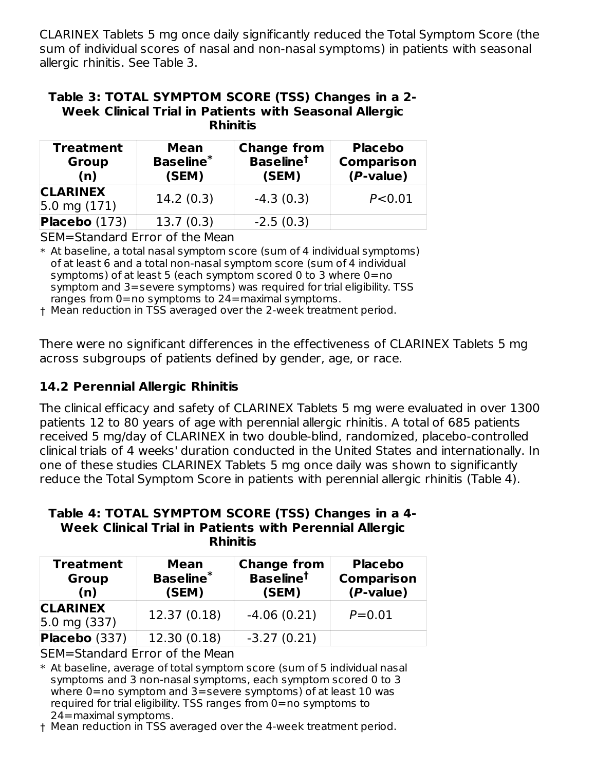CLARINEX Tablets 5 mg once daily significantly reduced the Total Symptom Score (the sum of individual scores of nasal and non-nasal symptoms) in patients with seasonal allergic rhinitis. See Table 3.

**Table 3: TOTAL SYMPTOM SCORE (TSS) Changes in a 2-Week Clinical Trial in Patients with Seasonal Allergic Rhinitis**

| Treatment Group (n) | Mean Baseline* (SEM) | Change from Baseline† (SEM) | Placebo Comparison (*P*-value) |
|---|---|---|---|
| **CLARINEX** 5.0 mg (171) | 14.2 (0.3) | -4.3 (0.3) | *P*<0.01 |
| **Placebo** (173) | 13.7 (0.3) | -2.5 (0.3) | |

SEM=Standard Error of the Mean

\* At baseline, a total nasal symptom score (sum of 4 individual symptoms) of at least 6 and a total non-nasal symptom score (sum of 4 individual symptoms) of at least 5 (each symptom scored 0 to 3 where 0=no symptom and 3=severe symptoms) was required for trial eligibility. TSS ranges from 0=no symptoms to 24=maximal symptoms.

† Mean reduction in TSS averaged over the 2-week treatment period.

There were no significant differences in the effectiveness of CLARINEX Tablets 5 mg across subgroups of patients defined by gender, age, or race.

## 14.2 Perennial Allergic Rhinitis

The clinical efficacy and safety of CLARINEX Tablets 5 mg were evaluated in over 1300 patients 12 to 80 years of age with perennial allergic rhinitis. A total of 685 patients received 5 mg/day of CLARINEX in two double-blind, randomized, placebo-controlled clinical trials of 4 weeks' duration conducted in the United States and internationally. In one of these studies CLARINEX Tablets 5 mg once daily was shown to significantly reduce the Total Symptom Score in patients with perennial allergic rhinitis (Table 4).

**Table 4: TOTAL SYMPTOM SCORE (TSS) Changes in a 4-Week Clinical Trial in Patients with Perennial Allergic Rhinitis**

| Treatment Group (n) | Mean Baseline* (SEM) | Change from Baseline† (SEM) | Placebo Comparison (*P*-value) |
|---|---|---|---|
| **CLARINEX** 5.0 mg (337) | 12.37 (0.18) | -4.06 (0.21) | *P*=0.01 |
| **Placebo** (337) | 12.30 (0.18) | -3.27 (0.21) | |

SEM=Standard Error of the Mean

\* At baseline, average of total symptom score (sum of 5 individual nasal symptoms and 3 non-nasal symptoms, each symptom scored 0 to 3 where 0=no symptom and 3=severe symptoms) of at least 10 was required for trial eligibility. TSS ranges from 0=no symptoms to 24=maximal symptoms.

† Mean reduction in TSS averaged over the 4-week treatment period.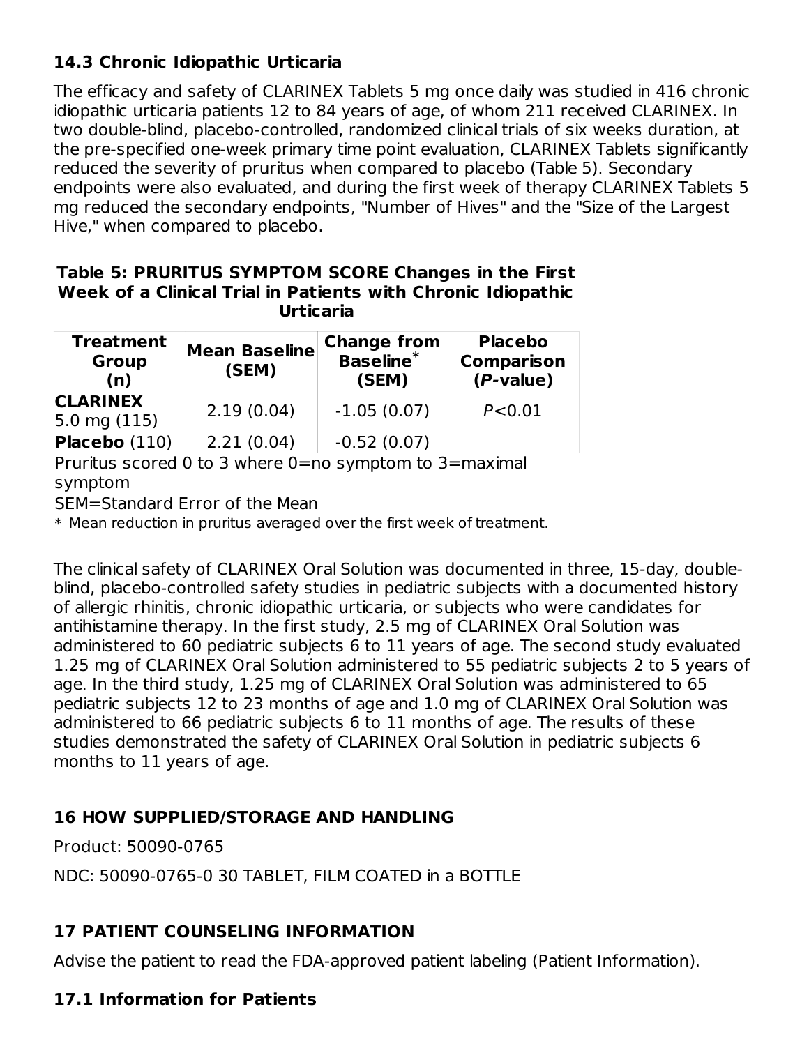### 14.3 Chronic Idiopathic Urticaria

The efficacy and safety of CLARINEX Tablets 5 mg once daily was studied in 416 chronic idiopathic urticaria patients 12 to 84 years of age, of whom 211 received CLARINEX. In two double-blind, placebo-controlled, randomized clinical trials of six weeks duration, at the pre-specified one-week primary time point evaluation, CLARINEX Tablets significantly reduced the severity of pruritus when compared to placebo (Table 5). Secondary endpoints were also evaluated, and during the first week of therapy CLARINEX Tablets 5 mg reduced the secondary endpoints, "Number of Hives" and the "Size of the Largest Hive," when compared to placebo.

**Table 5: PRURITUS SYMPTOM SCORE Changes in the First Week of a Clinical Trial in Patients with Chronic Idiopathic Urticaria**

| Treatment Group (n) | Mean Baseline (SEM) | Change from Baseline* (SEM) | Placebo Comparison (*P*-value) |
|---|---|---|---|
| **CLARINEX** 5.0 mg (115) | 2.19 (0.04) | -1.05 (0.07) | $P<0.01$ |
| **Placebo** (110) | 2.21 (0.04) | -0.52 (0.07) | |

Pruritus scored 0 to 3 where 0=no symptom to 3=maximal symptom

SEM=Standard Error of the Mean

* Mean reduction in pruritus averaged over the first week of treatment.

The clinical safety of CLARINEX Oral Solution was documented in three, 15-day, double-blind, placebo-controlled safety studies in pediatric subjects with a documented history of allergic rhinitis, chronic idiopathic urticaria, or subjects who were candidates for antihistamine therapy. In the first study, 2.5 mg of CLARINEX Oral Solution was administered to 60 pediatric subjects 6 to 11 years of age. The second study evaluated 1.25 mg of CLARINEX Oral Solution administered to 55 pediatric subjects 2 to 5 years of age. In the third study, 1.25 mg of CLARINEX Oral Solution was administered to 65 pediatric subjects 12 to 23 months of age and 1.0 mg of CLARINEX Oral Solution was administered to 66 pediatric subjects 6 to 11 months of age. The results of these studies demonstrated the safety of CLARINEX Oral Solution in pediatric subjects 6 months to 11 years of age.

## 16 HOW SUPPLIED/STORAGE AND HANDLING

Product: 50090-0765

NDC: 50090-0765-0 30 TABLET, FILM COATED in a BOTTLE

## 17 PATIENT COUNSELING INFORMATION

Advise the patient to read the FDA-approved patient labeling (Patient Information).

### 17.1 Information for Patients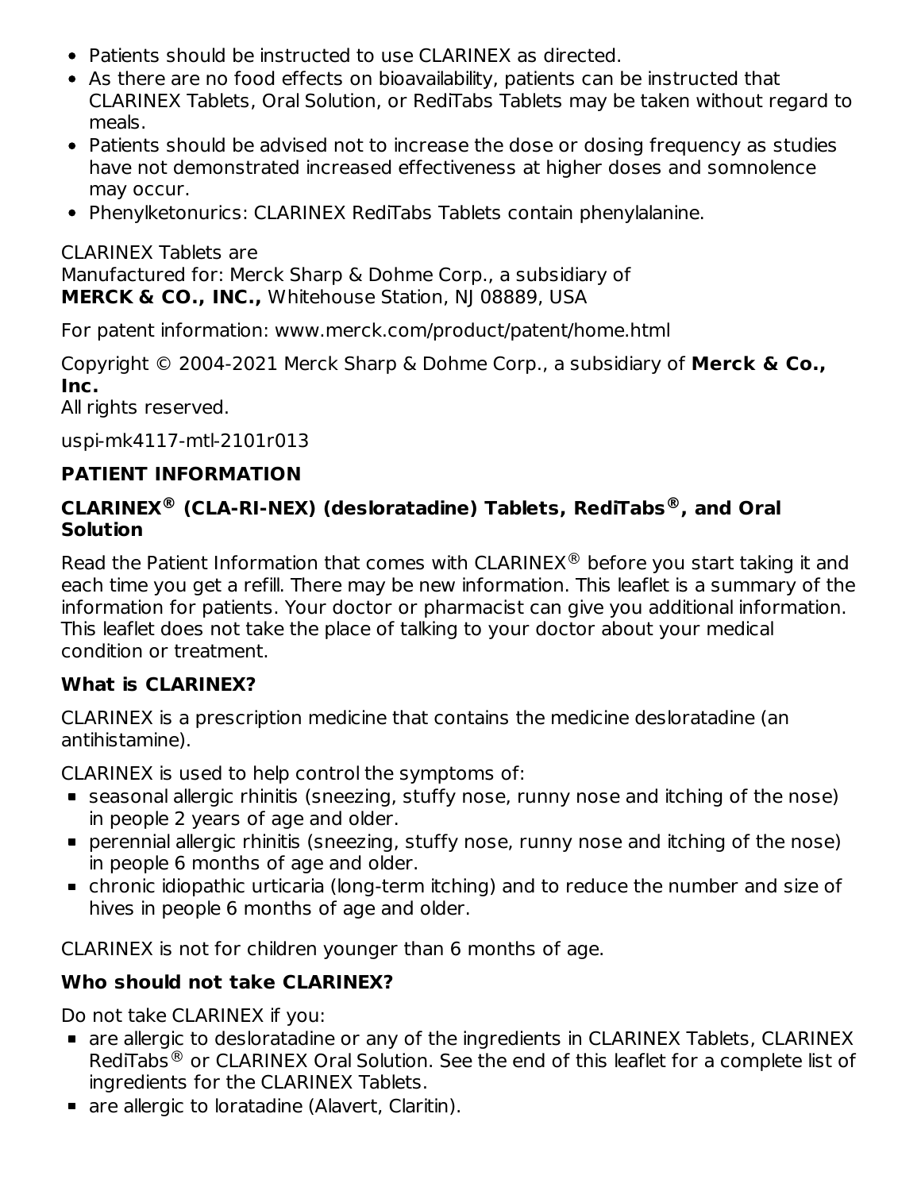- Patients should be instructed to use CLARINEX as directed.
- As there are no food effects on bioavailability, patients can be instructed that CLARINEX Tablets, Oral Solution, or RediTabs Tablets may be taken without regard to meals.
- Patients should be advised not to increase the dose or dosing frequency as studies have not demonstrated increased effectiveness at higher doses and somnolence may occur.
- Phenylketonurics: CLARINEX RediTabs Tablets contain phenylalanine.

CLARINEX Tablets are
Manufactured for: Merck Sharp & Dohme Corp., a subsidiary of
**MERCK & CO., INC.,** Whitehouse Station, NJ 08889, USA

For patent information: www.merck.com/product/patent/home.html

Copyright © 2004-2021 Merck Sharp & Dohme Corp., a subsidiary of **Merck & Co., Inc.**
All rights reserved.

uspi-mk4117-mtl-2101r013

## PATIENT INFORMATION

### CLARINEX® (CLA-RI-NEX) (desloratadine) Tablets, RediTabs®, and Oral Solution

Read the Patient Information that comes with CLARINEX® before you start taking it and each time you get a refill. There may be new information. This leaflet is a summary of the information for patients. Your doctor or pharmacist can give you additional information. This leaflet does not take the place of talking to your doctor about your medical condition or treatment.

### What is CLARINEX?

CLARINEX is a prescription medicine that contains the medicine desloratadine (an antihistamine).

CLARINEX is used to help control the symptoms of:

- seasonal allergic rhinitis (sneezing, stuffy nose, runny nose and itching of the nose) in people 2 years of age and older.
- perennial allergic rhinitis (sneezing, stuffy nose, runny nose and itching of the nose) in people 6 months of age and older.
- chronic idiopathic urticaria (long-term itching) and to reduce the number and size of hives in people 6 months of age and older.

CLARINEX is not for children younger than 6 months of age.

### Who should not take CLARINEX?

Do not take CLARINEX if you:

- are allergic to desloratadine or any of the ingredients in CLARINEX Tablets, CLARINEX RediTabs® or CLARINEX Oral Solution. See the end of this leaflet for a complete list of ingredients for the CLARINEX Tablets.
- are allergic to loratadine (Alavert, Claritin).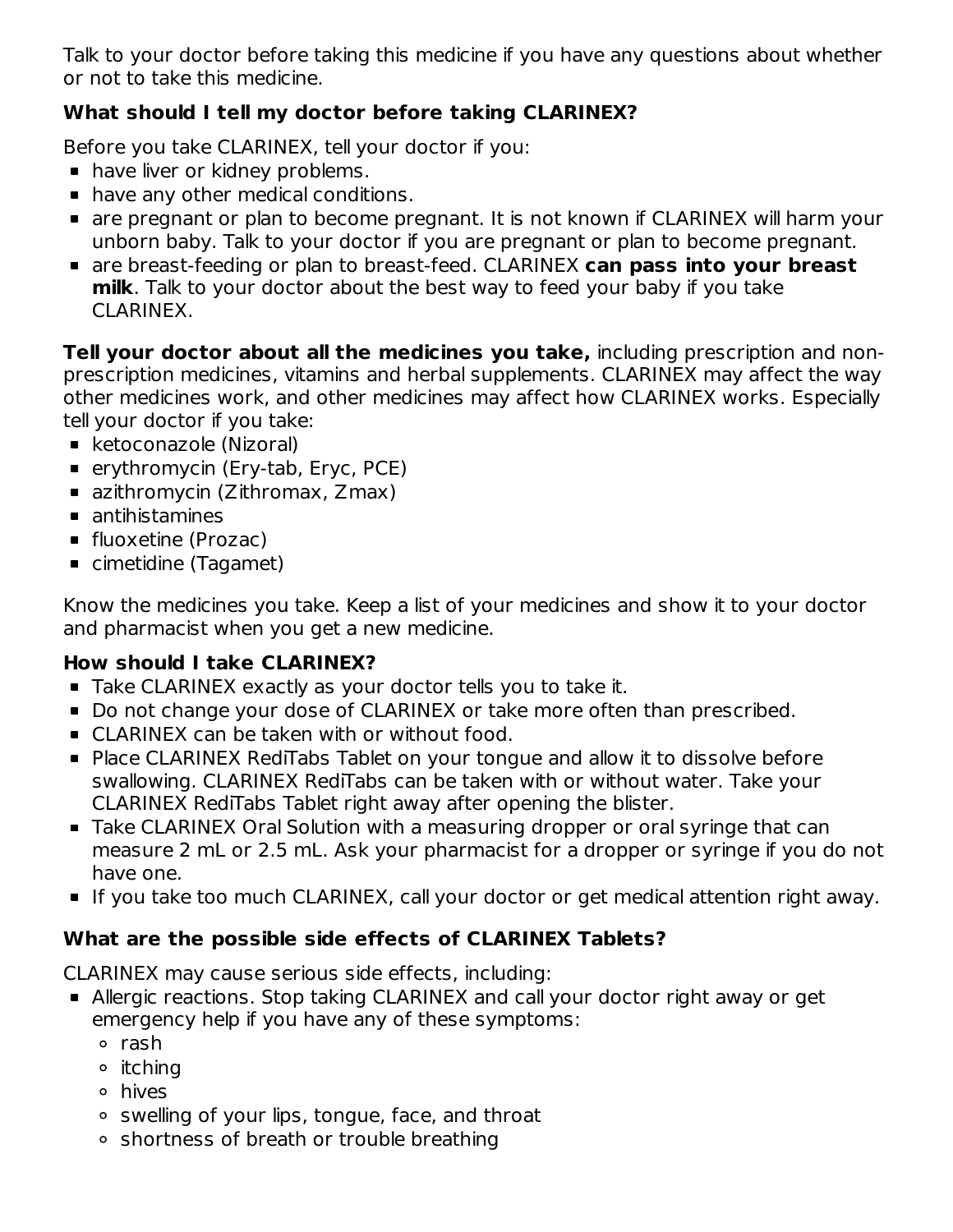Talk to your doctor before taking this medicine if you have any questions about whether or not to take this medicine.

### What should I tell my doctor before taking CLARINEX?

Before you take CLARINEX, tell your doctor if you:

- have liver or kidney problems.
- have any other medical conditions.
- are pregnant or plan to become pregnant. It is not known if CLARINEX will harm your unborn baby. Talk to your doctor if you are pregnant or plan to become pregnant.
- are breast-feeding or plan to breast-feed. CLARINEX **can pass into your breast milk**. Talk to your doctor about the best way to feed your baby if you take CLARINEX.

**Tell your doctor about all the medicines you take,** including prescription and non-prescription medicines, vitamins and herbal supplements. CLARINEX may affect the way other medicines work, and other medicines may affect how CLARINEX works. Especially tell your doctor if you take:

- ketoconazole (Nizoral)
- erythromycin (Ery-tab, Eryc, PCE)
- azithromycin (Zithromax, Zmax)
- antihistamines
- fluoxetine (Prozac)
- cimetidine (Tagamet)

Know the medicines you take. Keep a list of your medicines and show it to your doctor and pharmacist when you get a new medicine.

### How should I take CLARINEX?

- Take CLARINEX exactly as your doctor tells you to take it.
- Do not change your dose of CLARINEX or take more often than prescribed.
- CLARINEX can be taken with or without food.
- Place CLARINEX RediTabs Tablet on your tongue and allow it to dissolve before swallowing. CLARINEX RediTabs can be taken with or without water. Take your CLARINEX RediTabs Tablet right away after opening the blister.
- Take CLARINEX Oral Solution with a measuring dropper or oral syringe that can measure 2 mL or 2.5 mL. Ask your pharmacist for a dropper or syringe if you do not have one.
- If you take too much CLARINEX, call your doctor or get medical attention right away.

### What are the possible side effects of CLARINEX Tablets?

CLARINEX may cause serious side effects, including:

- Allergic reactions. Stop taking CLARINEX and call your doctor right away or get emergency help if you have any of these symptoms:
  - rash
  - itching
  - hives
  - swelling of your lips, tongue, face, and throat
  - shortness of breath or trouble breathing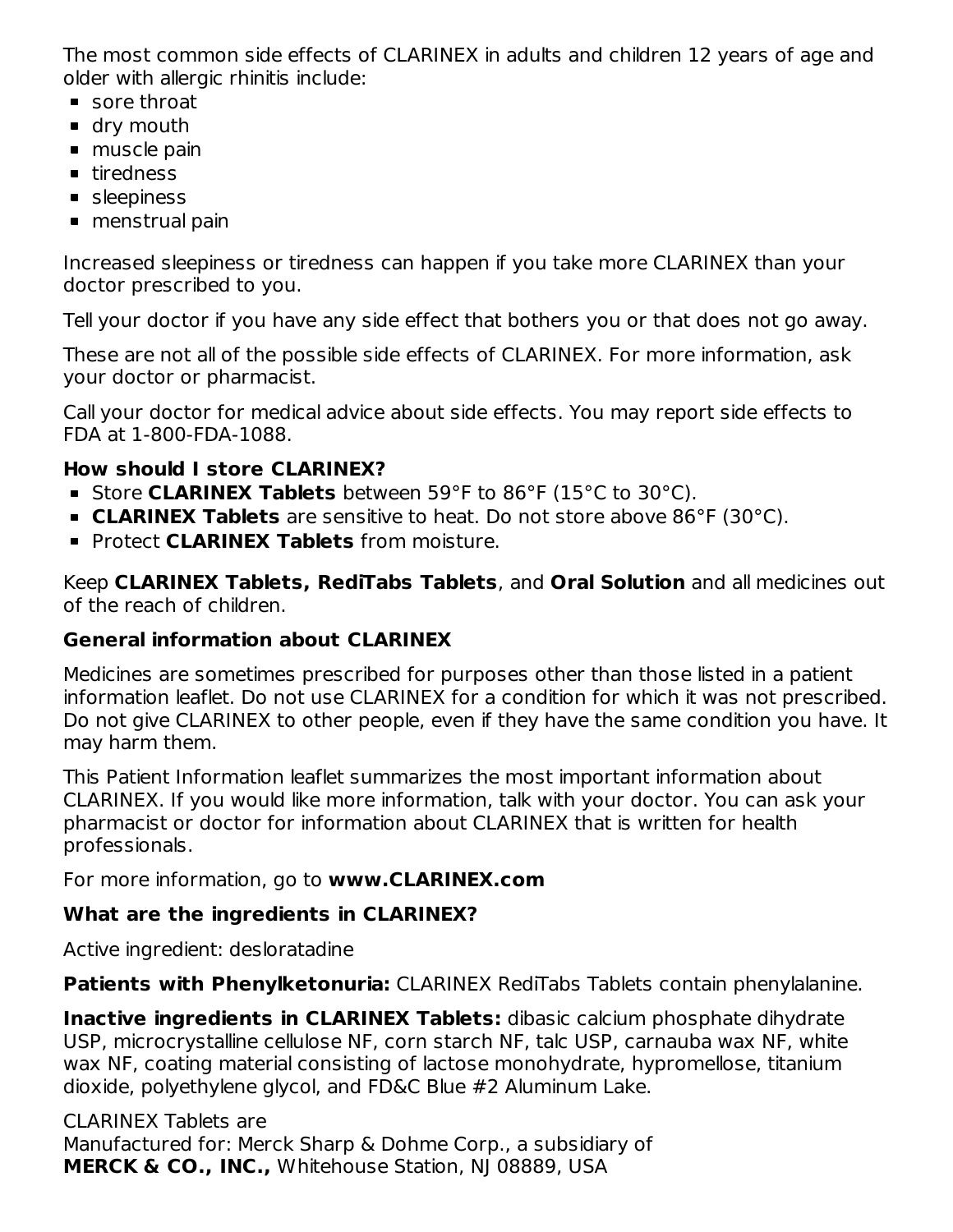The most common side effects of CLARINEX in adults and children 12 years of age and older with allergic rhinitis include:

- sore throat
- dry mouth
- muscle pain
- tiredness
- sleepiness
- menstrual pain

Increased sleepiness or tiredness can happen if you take more CLARINEX than your doctor prescribed to you.

Tell your doctor if you have any side effect that bothers you or that does not go away.

These are not all of the possible side effects of CLARINEX. For more information, ask your doctor or pharmacist.

Call your doctor for medical advice about side effects. You may report side effects to FDA at 1-800-FDA-1088.

**How should I store CLARINEX?**

- Store **CLARINEX Tablets** between 59°F to 86°F (15°C to 30°C).
- **CLARINEX Tablets** are sensitive to heat. Do not store above 86°F (30°C).
- Protect **CLARINEX Tablets** from moisture.

Keep **CLARINEX Tablets, RediTabs Tablets**, and **Oral Solution** and all medicines out of the reach of children.

**General information about CLARINEX**

Medicines are sometimes prescribed for purposes other than those listed in a patient information leaflet. Do not use CLARINEX for a condition for which it was not prescribed. Do not give CLARINEX to other people, even if they have the same condition you have. It may harm them.

This Patient Information leaflet summarizes the most important information about CLARINEX. If you would like more information, talk with your doctor. You can ask your pharmacist or doctor for information about CLARINEX that is written for health professionals.

For more information, go to **www.CLARINEX.com**

**What are the ingredients in CLARINEX?**

Active ingredient: desloratadine

**Patients with Phenylketonuria:** CLARINEX RediTabs Tablets contain phenylalanine.

**Inactive ingredients in CLARINEX Tablets:** dibasic calcium phosphate dihydrate USP, microcrystalline cellulose NF, corn starch NF, talc USP, carnauba wax NF, white wax NF, coating material consisting of lactose monohydrate, hypromellose, titanium dioxide, polyethylene glycol, and FD&C Blue #2 Aluminum Lake.

CLARINEX Tablets are
Manufactured for: Merck Sharp & Dohme Corp., a subsidiary of
**MERCK & CO., INC.,** Whitehouse Station, NJ 08889, USA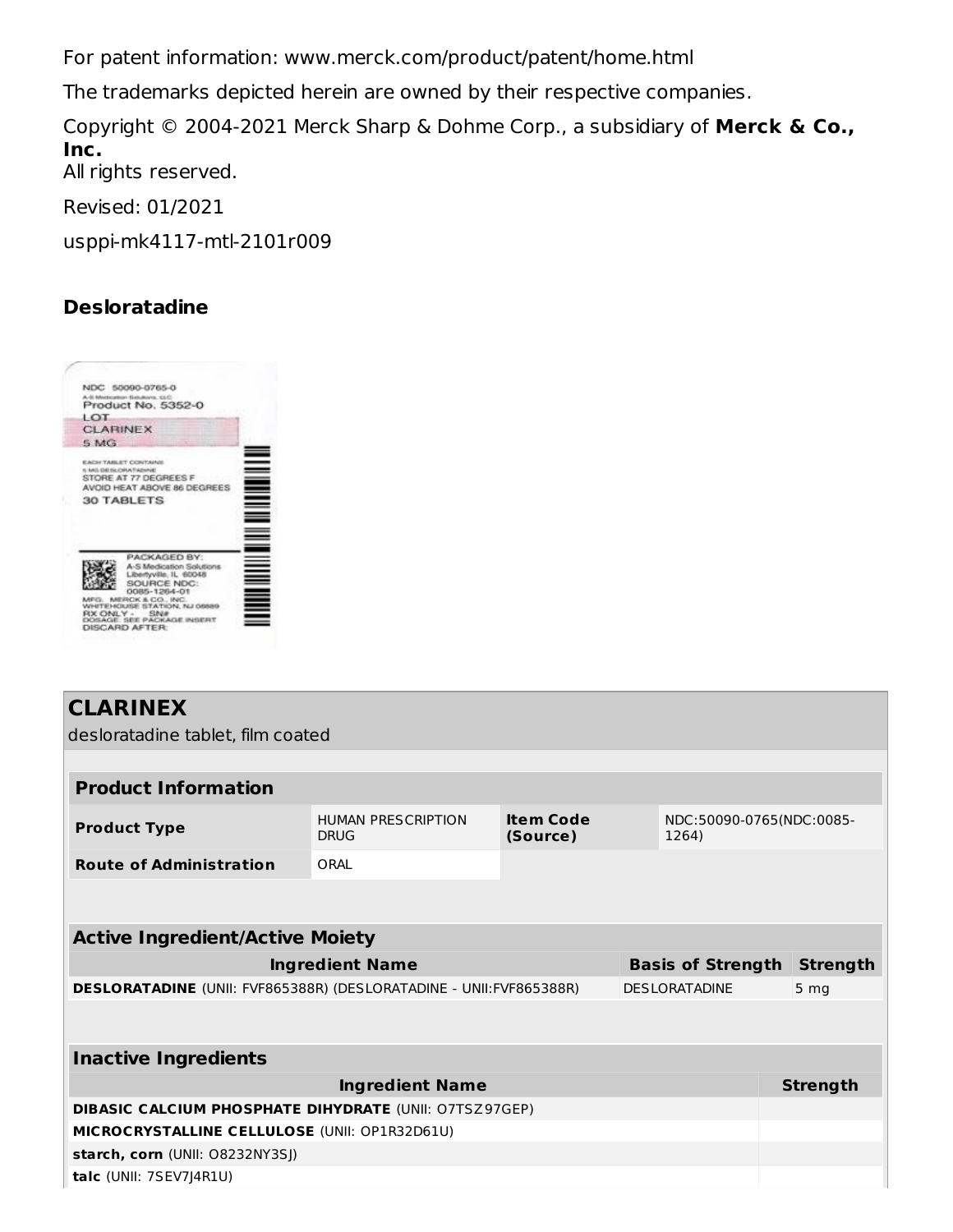For patent information: www.merck.com/product/patent/home.html

The trademarks depicted herein are owned by their respective companies.

Copyright © 2004-2021 Merck Sharp & Dohme Corp., a subsidiary of **Merck & Co., Inc.**
All rights reserved.

Revised: 01/2021

usppi-mk4117-mtl-2101r009

**Desloratadine**

## CLARINEX

desloratadine tablet, film coated

| **Product Information** | | | |
|---|---|---|---|
| **Product Type** | HUMAN PRESCRIPTION DRUG | **Item Code (Source)** | NDC:50090-0765(NDC:0085-1264) |
| **Route of Administration** | ORAL | | |

| **Active Ingredient/Active Moiety** | | |
|---|---|---|
| **Ingredient Name** | **Basis of Strength** | **Strength** |
| **DESLORATADINE** (UNII: FVF865388R) (DESLORATADINE - UNII:FVF865388R) | DESLORATADINE | 5 mg |

| **Inactive Ingredients** | |
|---|---|
| **Ingredient Name** | **Strength** |
| **DIBASIC CALCIUM PHOSPHATE DIHYDRATE** (UNII: O7TSZ97GEP) | |
| **MICROCRYSTALLINE CELLULOSE** (UNII: OP1R32D61U) | |
| **starch, corn** (UNII: O8232NY3SJ) | |
| **talc** (UNII: 7SEV7J4R1U) | |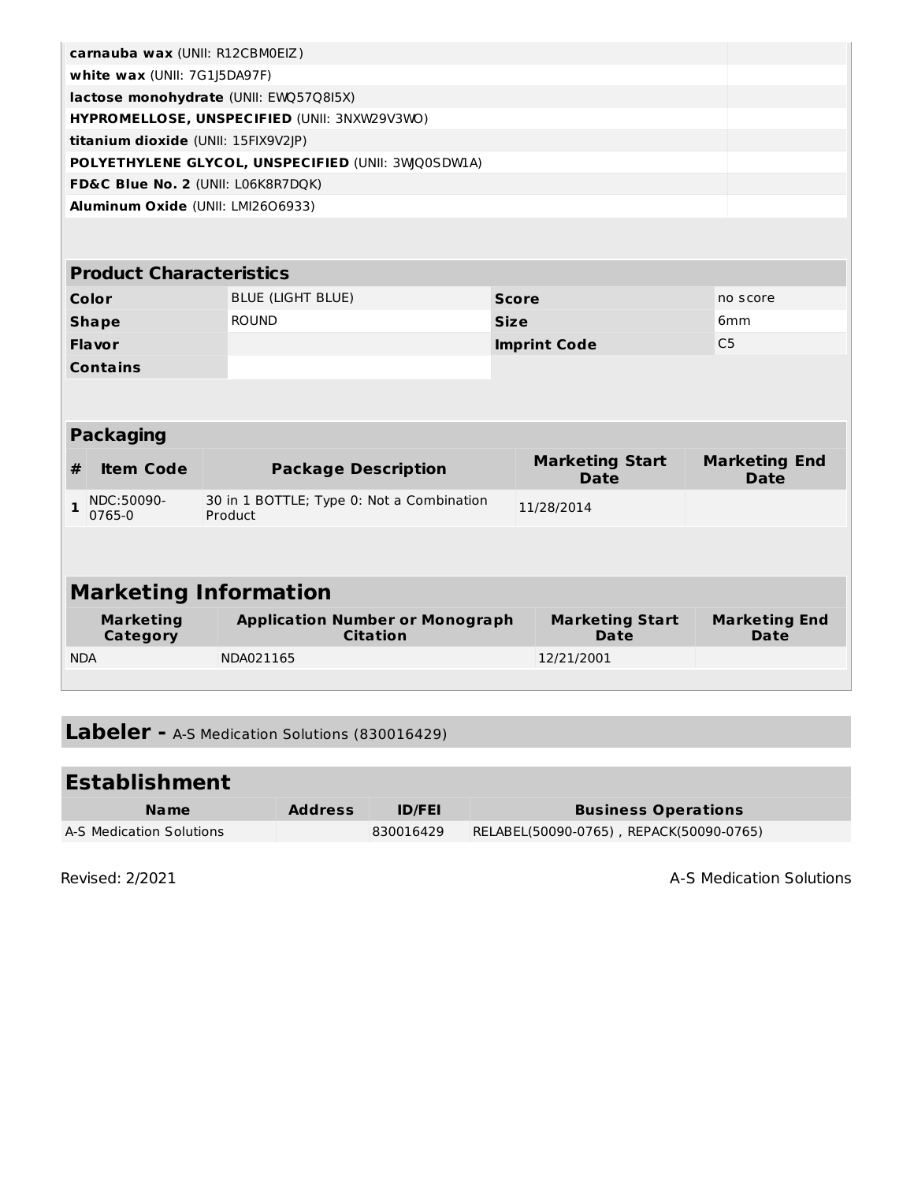| | |
|---|---|
| **carnauba wax** (UNII: R12CBM0EIZ) | |
| **white wax** (UNII: 7G1J5DA97F) | |
| **lactose monohydrate** (UNII: EWQ57Q8I5X) | |
| **HYPROMELLOSE, UNSPECIFIED** (UNII: 3NXW29V3WO) | |
| **titanium dioxide** (UNII: 15FIX9V2JP) | |
| **POLYETHYLENE GLYCOL, UNSPECIFIED** (UNII: 3WJQ0SDW1A) | |
| **FD&C Blue No. 2** (UNII: L06K8R7DQK) | |
| **Aluminum Oxide** (UNII: LMI26O6933) | |

| **Product Characteristics** | | | |
|---|---|---|---|
| **Color** | BLUE (LIGHT BLUE) | **Score** | no score |
| **Shape** | ROUND | **Size** | 6mm |
| **Flavor** | | **Imprint Code** | C5 |
| **Contains** | | | |

**Packaging**

| # | Item Code | Package Description | Marketing Start Date | Marketing End Date |
|---|---|---|---|---|
| 1 | NDC:50090-0765-0 | 30 in 1 BOTTLE; Type 0: Not a Combination Product | 11/28/2014 | |

## Marketing Information

| Marketing Category | Application Number or Monograph Citation | Marketing Start Date | Marketing End Date |
|---|---|---|---|
| NDA | NDA021165 | 12/21/2001 | |

## Labeler - A-S Medication Solutions (830016429)

## Establishment

| Name | Address | ID/FEI | Business Operations |
|---|---|---|---|
| A-S Medication Solutions | | 830016429 | RELABEL(50090-0765) , REPACK(50090-0765) |

Revised: 2/2021

A-S Medication Solutions